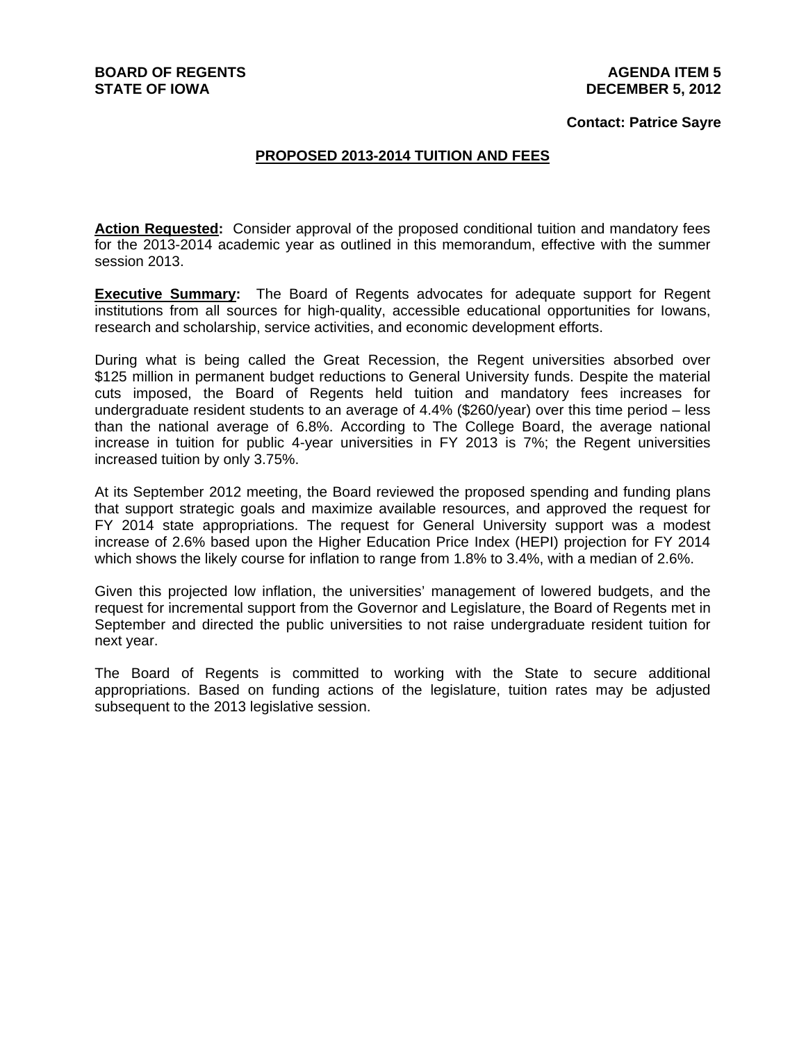**BOARD OF REGENTS**
**STATE OF IOWA**

**AGENDA ITEM 5**
**DECEMBER 5, 2012**

**Contact: Patrice Sayre**

## PROPOSED 2013-2014 TUITION AND FEES

**Action Requested:** Consider approval of the proposed conditional tuition and mandatory fees for the 2013-2014 academic year as outlined in this memorandum, effective with the summer session 2013.

**Executive Summary:** The Board of Regents advocates for adequate support for Regent institutions from all sources for high-quality, accessible educational opportunities for Iowans, research and scholarship, service activities, and economic development efforts.

During what is being called the Great Recession, the Regent universities absorbed over $125 million in permanent budget reductions to General University funds. Despite the material cuts imposed, the Board of Regents held tuition and mandatory fees increases for undergraduate resident students to an average of 4.4% ($260/year) over this time period – less than the national average of 6.8%. According to The College Board, the average national increase in tuition for public 4-year universities in FY 2013 is 7%; the Regent universities increased tuition by only 3.75%.

At its September 2012 meeting, the Board reviewed the proposed spending and funding plans that support strategic goals and maximize available resources, and approved the request for FY 2014 state appropriations. The request for General University support was a modest increase of 2.6% based upon the Higher Education Price Index (HEPI) projection for FY 2014 which shows the likely course for inflation to range from 1.8% to 3.4%, with a median of 2.6%.

Given this projected low inflation, the universities' management of lowered budgets, and the request for incremental support from the Governor and Legislature, the Board of Regents met in September and directed the public universities to not raise undergraduate resident tuition for next year.

The Board of Regents is committed to working with the State to secure additional appropriations. Based on funding actions of the legislature, tuition rates may be adjusted subsequent to the 2013 legislative session.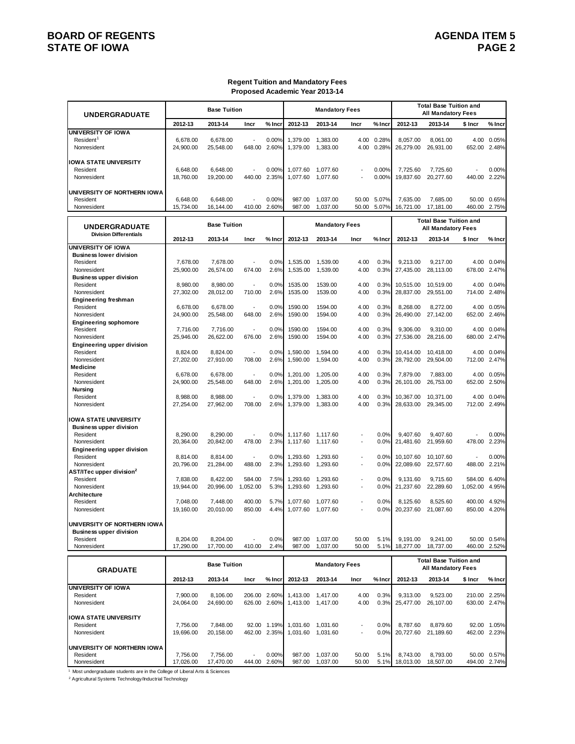**BOARD OF REGENTS**
**STATE OF IOWA**

**AGENDA ITEM 5**

## Regent Tuition and Mandatory Fees
## Proposed Academic Year 2013-14

| UNDERGRADUATE | Base Tuition | | | | Mandatory Fees | | | | Total Base Tuition and All Mandatory Fees | | | |
|---|---|---|---|---|---|---|---|---|---|---|---|---|
| | 2012-13 | 2013-14 | Incr | % Incr | 2012-13 | 2013-14 | Incr | % Incr | 2012-13 | 2013-14 | $ Incr | % Incr |
| **UNIVERSITY OF IOWA** | | | | | | | | | | | | |
| Resident[1] | 6,678.00 | 6,678.00 | - | 0.00% | 1,379.00 | 1,383.00 | 4.00 | 0.28% | 8,057.00 | 8,061.00 | 4.00 | 0.05% |
| Nonresident | 24,900.00 | 25,548.00 | 648.00 | 2.60% | 1,379.00 | 1,383.00 | 4.00 | 0.28% | 26,279.00 | 26,931.00 | 652.00 | 2.48% |
| **IOWA STATE UNIVERSITY** | | | | | | | | | | | | |
| Resident | 6,648.00 | 6,648.00 | - | 0.00% | 1,077.60 | 1,077.60 | - | 0.00% | 7,725.60 | 7,725.60 | - | 0.00% |
| Nonresident | 18,760.00 | 19,200.00 | 440.00 | 2.35% | 1,077.60 | 1,077.60 | - | 0.00% | 19,837.60 | 20,277.60 | 440.00 | 2.22% |
| **UNIVERSITY OF NORTHERN IOWA** | | | | | | | | | | | | |
| Resident | 6,648.00 | 6,648.00 | - | 0.00% | 987.00 | 1,037.00 | 50.00 | 5.07% | 7,635.00 | 7,685.00 | 50.00 | 0.65% |
| Nonresident | 15,734.00 | 16,144.00 | 410.00 | 2.60% | 987.00 | 1,037.00 | 50.00 | 5.07% | 16,721.00 | 17,181.00 | 460.00 | 2.75% |

| UNDERGRADUATE Division Differentials | Base Tuition | | | | Mandatory Fees | | | | Total Base Tuition and All Mandatory Fees | | | |
|---|---|---|---|---|---|---|---|---|---|---|---|---|
| | 2012-13 | 2013-14 | Incr | % Incr | 2012-13 | 2013-14 | Incr | % Incr | 2012-13 | 2013-14 | $ Incr | % Incr |
| **UNIVERSITY OF IOWA** | | | | | | | | | | | | |
| **Business lower division** | | | | | | | | | | | | |
| Resident | 7,678.00 | 7,678.00 | - | 0.0% | 1,535.00 | 1,539.00 | 4.00 | 0.3% | 9,213.00 | 9,217.00 | 4.00 | 0.04% |
| Nonresident | 25,900.00 | 26,574.00 | 674.00 | 2.6% | 1,535.00 | 1,539.00 | 4.00 | 0.3% | 27,435.00 | 28,113.00 | 678.00 | 2.47% |
| **Business upper division** | | | | | | | | | | | | |
| Resident | 8,980.00 | 8,980.00 | - | 0.0% | 1535.00 | 1539.00 | 4.00 | 0.3% | 10,515.00 | 10,519.00 | 4.00 | 0.04% |
| Nonresident | 27,302.00 | 28,012.00 | 710.00 | 2.6% | 1535.00 | 1539.00 | 4.00 | 0.3% | 28,837.00 | 29,551.00 | 714.00 | 2.48% |
| **Engineering freshman** | | | | | | | | | | | | |
| Resident | 6,678.00 | 6,678.00 | - | 0.0% | 1590.00 | 1594.00 | 4.00 | 0.3% | 8,268.00 | 8,272.00 | 4.00 | 0.05% |
| Nonresident | 24,900.00 | 25,548.00 | 648.00 | 2.6% | 1590.00 | 1594.00 | 4.00 | 0.3% | 26,490.00 | 27,142.00 | 652.00 | 2.46% |
| **Engineering sophomore** | | | | | | | | | | | | |
| Resident | 7,716.00 | 7,716.00 | - | 0.0% | 1590.00 | 1594.00 | 4.00 | 0.3% | 9,306.00 | 9,310.00 | 4.00 | 0.04% |
| Nonresident | 25,946.00 | 26,622.00 | 676.00 | 2.6% | 1590.00 | 1594.00 | 4.00 | 0.3% | 27,536.00 | 28,216.00 | 680.00 | 2.47% |
| **Engineering upper division** | | | | | | | | | | | | |
| Resident | 8,824.00 | 8,824.00 | - | 0.0% | 1,590.00 | 1,594.00 | 4.00 | 0.3% | 10,414.00 | 10,418.00 | 4.00 | 0.04% |
| Nonresident | 27,202.00 | 27,910.00 | 708.00 | 2.6% | 1,590.00 | 1,594.00 | 4.00 | 0.3% | 28,792.00 | 29,504.00 | 712.00 | 2.47% |
| **Medicine** | | | | | | | | | | | | |
| Resident | 6,678.00 | 6,678.00 | - | 0.0% | 1,201.00 | 1,205.00 | 4.00 | 0.3% | 7,879.00 | 7,883.00 | 4.00 | 0.05% |
| Nonresident | 24,900.00 | 25,548.00 | 648.00 | 2.6% | 1,201.00 | 1,205.00 | 4.00 | 0.3% | 26,101.00 | 26,753.00 | 652.00 | 2.50% |
| **Nursing** | | | | | | | | | | | | |
| Resident | 8,988.00 | 8,988.00 | - | 0.0% | 1,379.00 | 1,383.00 | 4.00 | 0.3% | 10,367.00 | 10,371.00 | 4.00 | 0.04% |
| Nonresident | 27,254.00 | 27,962.00 | 708.00 | 2.6% | 1,379.00 | 1,383.00 | 4.00 | 0.3% | 28,633.00 | 29,345.00 | 712.00 | 2.49% |
| **IOWA STATE UNIVERSITY** | | | | | | | | | | | | |
| **Business upper division** | | | | | | | | | | | | |
| Resident | 8,290.00 | 8,290.00 | - | 0.0% | 1,117.60 | 1,117.60 | - | 0.0% | 9,407.60 | 9,407.60 | - | 0.00% |
| Nonresident | 20,364.00 | 20,842.00 | 478.00 | 2.3% | 1,117.60 | 1,117.60 | - | 0.0% | 21,481.60 | 21,959.60 | 478.00 | 2.23% |
| **Engineering upper division** | | | | | | | | | | | | |
| Resident | 8,814.00 | 8,814.00 | - | 0.0% | 1,293.60 | 1,293.60 | - | 0.0% | 10,107.60 | 10,107.60 | - | 0.00% |
| Nonresident | 20,796.00 | 21,284.00 | 488.00 | 2.3% | 1,293.60 | 1,293.60 | - | 0.0% | 22,089.60 | 22,577.60 | 488.00 | 2.21% |
| **AST/ITec upper division[2]** | | | | | | | | | | | | |
| Resident | 7,838.00 | 8,422.00 | 584.00 | 7.5% | 1,293.60 | 1,293.60 | - | 0.0% | 9,131.60 | 9,715.60 | 584.00 | 6.40% |
| Nonresident | 19,944.00 | 20,996.00 | 1,052.00 | 5.3% | 1,293.60 | 1,293.60 | - | 0.0% | 21,237.60 | 22,289.60 | 1,052.00 | 4.95% |
| **Architecture** | | | | | | | | | | | | |
| Resident | 7,048.00 | 7,448.00 | 400.00 | 5.7% | 1,077.60 | 1,077.60 | - | 0.0% | 8,125.60 | 8,525.60 | 400.00 | 4.92% |
| Nonresident | 19,160.00 | 20,010.00 | 850.00 | 4.4% | 1,077.60 | 1,077.60 | - | 0.0% | 20,237.60 | 21,087.60 | 850.00 | 4.20% |
| **UNIVERSITY OF NORTHERN IOWA** | | | | | | | | | | | | |
| **Business upper division** | | | | | | | | | | | | |
| Resident | 8,204.00 | 8,204.00 | - | 0.0% | 987.00 | 1,037.00 | 50.00 | 5.1% | 9,191.00 | 9,241.00 | 50.00 | 0.54% |
| Nonresident | 17,290.00 | 17,700.00 | 410.00 | 2.4% | 987.00 | 1,037.00 | 50.00 | 5.1% | 18,277.00 | 18,737.00 | 460.00 | 2.52% |

| GRADUATE | Base Tuition | | | | Mandatory Fees | | | | Total Base Tuition and All Mandatory Fees | | | |
|---|---|---|---|---|---|---|---|---|---|---|---|---|
| | 2012-13 | 2013-14 | Incr | % Incr | 2012-13 | 2013-14 | Incr | % Incr | 2012-13 | 2013-14 | $ Incr | % Incr |
| **UNIVERSITY OF IOWA** | | | | | | | | | | | | |
| Resident | 7,900.00 | 8,106.00 | 206.00 | 2.60% | 1,413.00 | 1,417.00 | 4.00 | 0.3% | 9,313.00 | 9,523.00 | 210.00 | 2.25% |
| Nonresident | 24,064.00 | 24,690.00 | 626.00 | 2.60% | 1,413.00 | 1,417.00 | 4.00 | 0.3% | 25,477.00 | 26,107.00 | 630.00 | 2.47% |
| **IOWA STATE UNIVERSITY** | | | | | | | | | | | | |
| Resident | 7,756.00 | 7,848.00 | 92.00 | 1.19% | 1,031.60 | 1,031.60 | - | 0.0% | 8,787.60 | 8,879.60 | 92.00 | 1.05% |
| Nonresident | 19,696.00 | 20,158.00 | 462.00 | 2.35% | 1,031.60 | 1,031.60 | - | 0.0% | 20,727.60 | 21,189.60 | 462.00 | 2.23% |
| **UNIVERSITY OF NORTHERN IOWA** | | | | | | | | | | | | |
| Resident | 7,756.00 | 7,756.00 | - | 0.00% | 987.00 | 1,037.00 | 50.00 | 5.1% | 8,743.00 | 8,793.00 | 50.00 | 0.57% |
| Nonresident | 17,026.00 | 17,470.00 | 444.00 | 2.60% | 987.00 | 1,037.00 | 50.00 | 5.1% | 18,013.00 | 18,507.00 | 494.00 | 2.74% |

[1] Most undergraduate students are in the College of Liberal Arts & Sciences

[2] Agricultural Systems Technology/Industrial Technology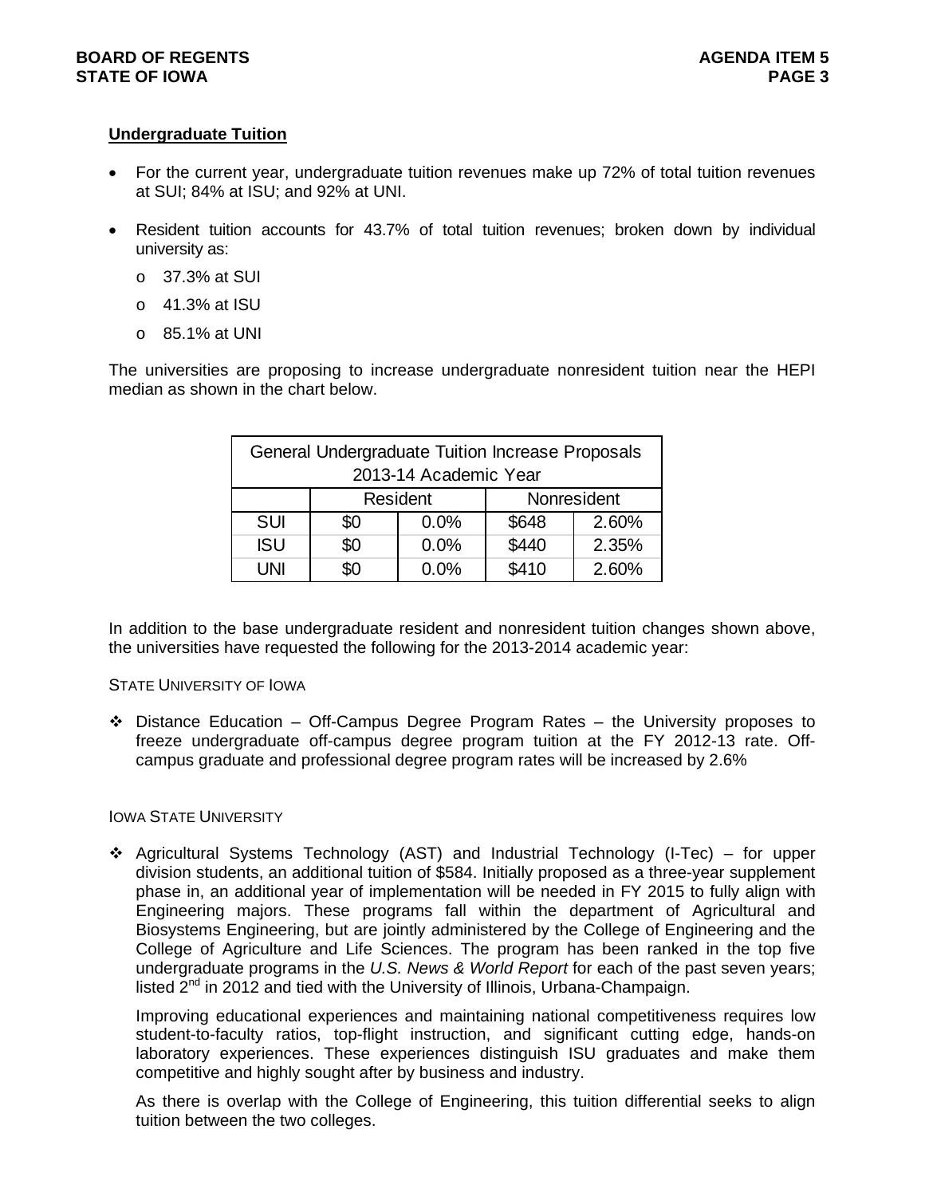## Undergraduate Tuition

- For the current year, undergraduate tuition revenues make up 72% of total tuition revenues at SUI; 84% at ISU; and 92% at UNI.
- Resident tuition accounts for 43.7% of total tuition revenues; broken down by individual university as:
  - 37.3% at SUI
  - 41.3% at ISU
  - 85.1% at UNI

The universities are proposing to increase undergraduate nonresident tuition near the HEPI median as shown in the chart below.

| General Undergraduate Tuition Increase Proposals 2013-14 Academic Year | | | | |
|---|---|---|---|---|
| | Resident | | Nonresident | |
| SUI | $0 | 0.0% | $648 | 2.60% |
| ISU | $0 | 0.0% | $440 | 2.35% |
| UNI | $0 | 0.0% | $410 | 2.60% |

In addition to the base undergraduate resident and nonresident tuition changes shown above, the universities have requested the following for the 2013-2014 academic year:

STATE UNIVERSITY OF IOWA

- Distance Education – Off-Campus Degree Program Rates – the University proposes to freeze undergraduate off-campus degree program tuition at the FY 2012-13 rate. Off-campus graduate and professional degree program rates will be increased by 2.6%

IOWA STATE UNIVERSITY

- Agricultural Systems Technology (AST) and Industrial Technology (I-Tec) – for upper division students, an additional tuition of $584. Initially proposed as a three-year supplement phase in, an additional year of implementation will be needed in FY 2015 to fully align with Engineering majors. These programs fall within the department of Agricultural and Biosystems Engineering, but are jointly administered by the College of Engineering and the College of Agriculture and Life Sciences. The program has been ranked in the top five undergraduate programs in the *U.S. News & World Report* for each of the past seven years; listed 2nd in 2012 and tied with the University of Illinois, Urbana-Champaign.

  Improving educational experiences and maintaining national competitiveness requires low student-to-faculty ratios, top-flight instruction, and significant cutting edge, hands-on laboratory experiences. These experiences distinguish ISU graduates and make them competitive and highly sought after by business and industry.

  As there is overlap with the College of Engineering, this tuition differential seeks to align tuition between the two colleges.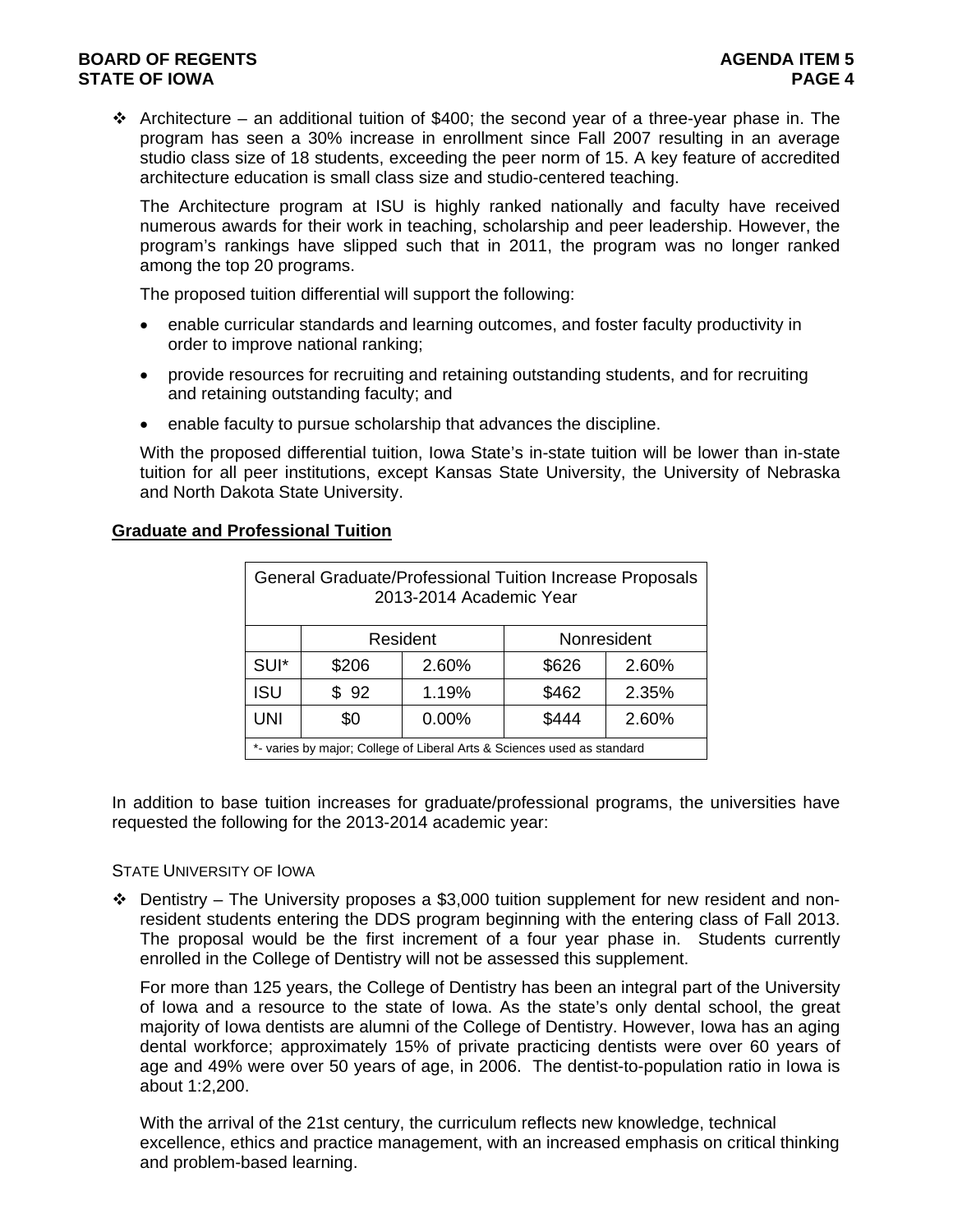- ❖ Architecture – an additional tuition of $400; the second year of a three-year phase in. The program has seen a 30% increase in enrollment since Fall 2007 resulting in an average studio class size of 18 students, exceeding the peer norm of 15. A key feature of accredited architecture education is small class size and studio-centered teaching.

  The Architecture program at ISU is highly ranked nationally and faculty have received numerous awards for their work in teaching, scholarship and peer leadership. However, the program's rankings have slipped such that in 2011, the program was no longer ranked among the top 20 programs.

  The proposed tuition differential will support the following:

  - enable curricular standards and learning outcomes, and foster faculty productivity in order to improve national ranking;
  - provide resources for recruiting and retaining outstanding students, and for recruiting and retaining outstanding faculty; and
  - enable faculty to pursue scholarship that advances the discipline.

  With the proposed differential tuition, Iowa State's in-state tuition will be lower than in-state tuition for all peer institutions, except Kansas State University, the University of Nebraska and North Dakota State University.

## Graduate and Professional Tuition

| General Graduate/Professional Tuition Increase Proposals 2013-2014 Academic Year | | | | |
|---|---|---|---|---|
| | Resident | | Nonresident | |
| SUI* | $206 | 2.60% | $626 | 2.60% |
| ISU | $ 92 | 1.19% | $462 | 2.35% |
| UNI | $0 | 0.00% | $444 | 2.60% |
| *- varies by major; College of Liberal Arts & Sciences used as standard | | | | |

In addition to base tuition increases for graduate/professional programs, the universities have requested the following for the 2013-2014 academic year:

STATE UNIVERSITY OF IOWA

- ❖ Dentistry – The University proposes a $3,000 tuition supplement for new resident and non-resident students entering the DDS program beginning with the entering class of Fall 2013. The proposal would be the first increment of a four year phase in. Students currently enrolled in the College of Dentistry will not be assessed this supplement.

  For more than 125 years, the College of Dentistry has been an integral part of the University of Iowa and a resource to the state of Iowa. As the state's only dental school, the great majority of Iowa dentists are alumni of the College of Dentistry. However, Iowa has an aging dental workforce; approximately 15% of private practicing dentists were over 60 years of age and 49% were over 50 years of age, in 2006. The dentist-to-population ratio in Iowa is about 1:2,200.

  With the arrival of the 21st century, the curriculum reflects new knowledge, technical excellence, ethics and practice management, with an increased emphasis on critical thinking and problem-based learning.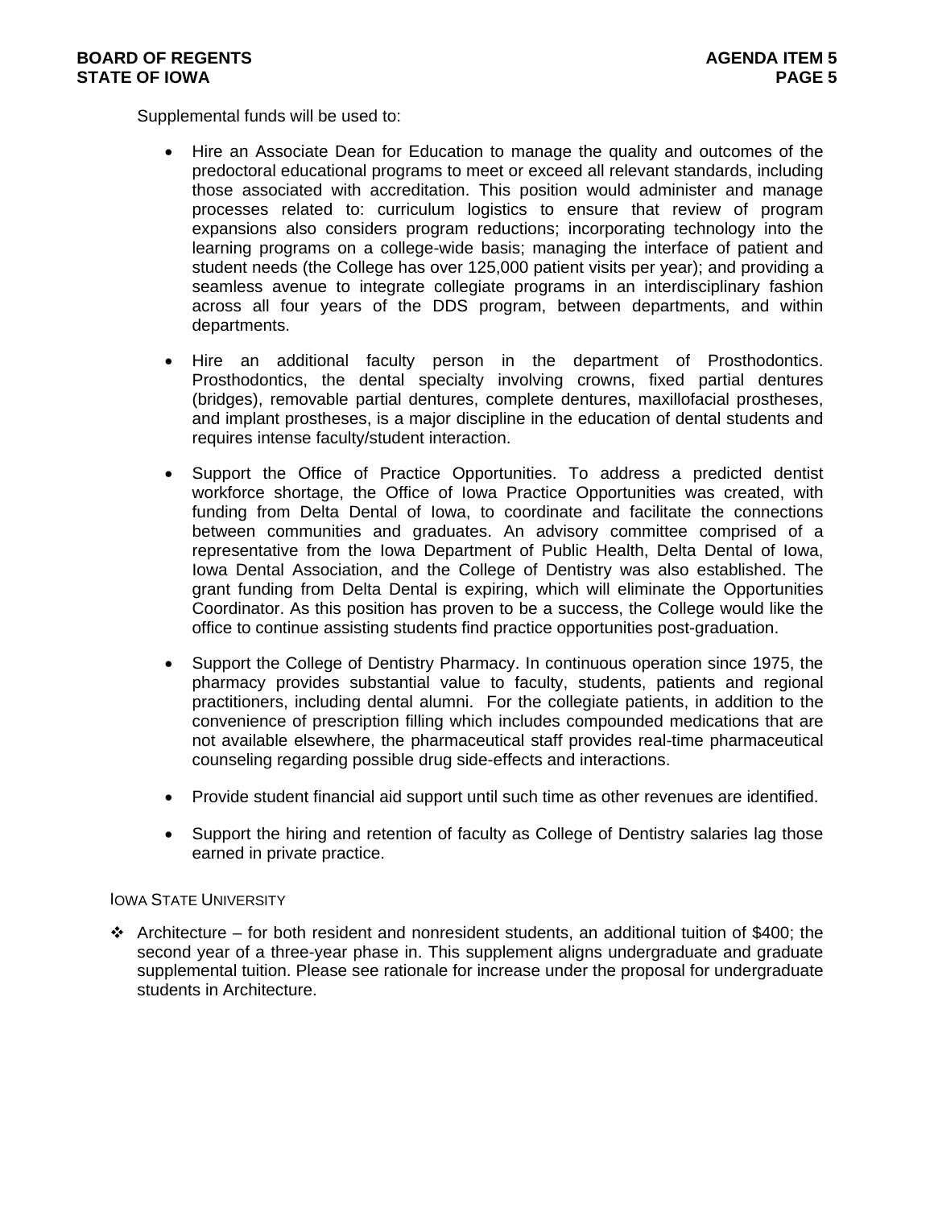Supplemental funds will be used to:

- Hire an Associate Dean for Education to manage the quality and outcomes of the predoctoral educational programs to meet or exceed all relevant standards, including those associated with accreditation. This position would administer and manage processes related to: curriculum logistics to ensure that review of program expansions also considers program reductions; incorporating technology into the learning programs on a college-wide basis; managing the interface of patient and student needs (the College has over 125,000 patient visits per year); and providing a seamless avenue to integrate collegiate programs in an interdisciplinary fashion across all four years of the DDS program, between departments, and within departments.

- Hire an additional faculty person in the department of Prosthodontics. Prosthodontics, the dental specialty involving crowns, fixed partial dentures (bridges), removable partial dentures, complete dentures, maxillofacial prostheses, and implant prostheses, is a major discipline in the education of dental students and requires intense faculty/student interaction.

- Support the Office of Practice Opportunities. To address a predicted dentist workforce shortage, the Office of Iowa Practice Opportunities was created, with funding from Delta Dental of Iowa, to coordinate and facilitate the connections between communities and graduates. An advisory committee comprised of a representative from the Iowa Department of Public Health, Delta Dental of Iowa, Iowa Dental Association, and the College of Dentistry was also established. The grant funding from Delta Dental is expiring, which will eliminate the Opportunities Coordinator. As this position has proven to be a success, the College would like the office to continue assisting students find practice opportunities post-graduation.

- Support the College of Dentistry Pharmacy. In continuous operation since 1975, the pharmacy provides substantial value to faculty, students, patients and regional practitioners, including dental alumni. For the collegiate patients, in addition to the convenience of prescription filling which includes compounded medications that are not available elsewhere, the pharmaceutical staff provides real-time pharmaceutical counseling regarding possible drug side-effects and interactions.

- Provide student financial aid support until such time as other revenues are identified.

- Support the hiring and retention of faculty as College of Dentistry salaries lag those earned in private practice.

IOWA STATE UNIVERSITY

- Architecture – for both resident and nonresident students, an additional tuition of $400; the second year of a three-year phase in. This supplement aligns undergraduate and graduate supplemental tuition. Please see rationale for increase under the proposal for undergraduate students in Architecture.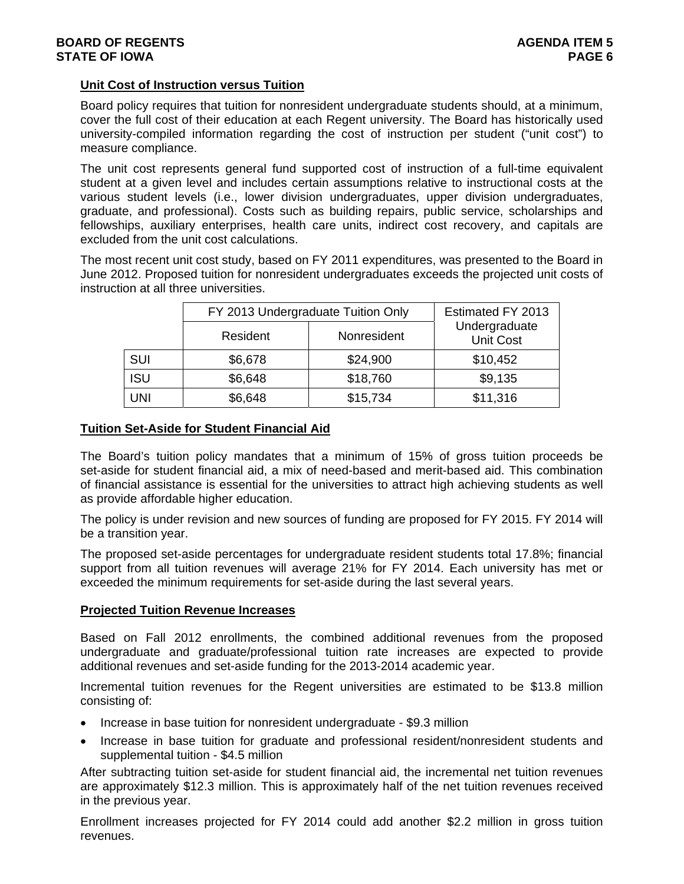## Unit Cost of Instruction versus Tuition

Board policy requires that tuition for nonresident undergraduate students should, at a minimum, cover the full cost of their education at each Regent university. The Board has historically used university-compiled information regarding the cost of instruction per student ("unit cost") to measure compliance.

The unit cost represents general fund supported cost of instruction of a full-time equivalent student at a given level and includes certain assumptions relative to instructional costs at the various student levels (i.e., lower division undergraduates, upper division undergraduates, graduate, and professional). Costs such as building repairs, public service, scholarships and fellowships, auxiliary enterprises, health care units, indirect cost recovery, and capitals are excluded from the unit cost calculations.

The most recent unit cost study, based on FY 2011 expenditures, was presented to the Board in June 2012. Proposed tuition for nonresident undergraduates exceeds the projected unit costs of instruction at all three universities.

| | FY 2013 Undergraduate Tuition Only | | Estimated FY 2013 Undergraduate Unit Cost |
|---|---|---|---|
| | Resident | Nonresident | |
| SUI | $6,678 | $24,900 | $10,452 |
| ISU | $6,648 | $18,760 | $9,135 |
| UNI | $6,648 | $15,734 | $11,316 |

## Tuition Set-Aside for Student Financial Aid

The Board's tuition policy mandates that a minimum of 15% of gross tuition proceeds be set-aside for student financial aid, a mix of need-based and merit-based aid. This combination of financial assistance is essential for the universities to attract high achieving students as well as provide affordable higher education.

The policy is under revision and new sources of funding are proposed for FY 2015. FY 2014 will be a transition year.

The proposed set-aside percentages for undergraduate resident students total 17.8%; financial support from all tuition revenues will average 21% for FY 2014. Each university has met or exceeded the minimum requirements for set-aside during the last several years.

## Projected Tuition Revenue Increases

Based on Fall 2012 enrollments, the combined additional revenues from the proposed undergraduate and graduate/professional tuition rate increases are expected to provide additional revenues and set-aside funding for the 2013-2014 academic year.

Incremental tuition revenues for the Regent universities are estimated to be $13.8 million consisting of:

- Increase in base tuition for nonresident undergraduate - $9.3 million
- Increase in base tuition for graduate and professional resident/nonresident students and supplemental tuition - $4.5 million

After subtracting tuition set-aside for student financial aid, the incremental net tuition revenues are approximately $12.3 million. This is approximately half of the net tuition revenues received in the previous year.

Enrollment increases projected for FY 2014 could add another $2.2 million in gross tuition revenues.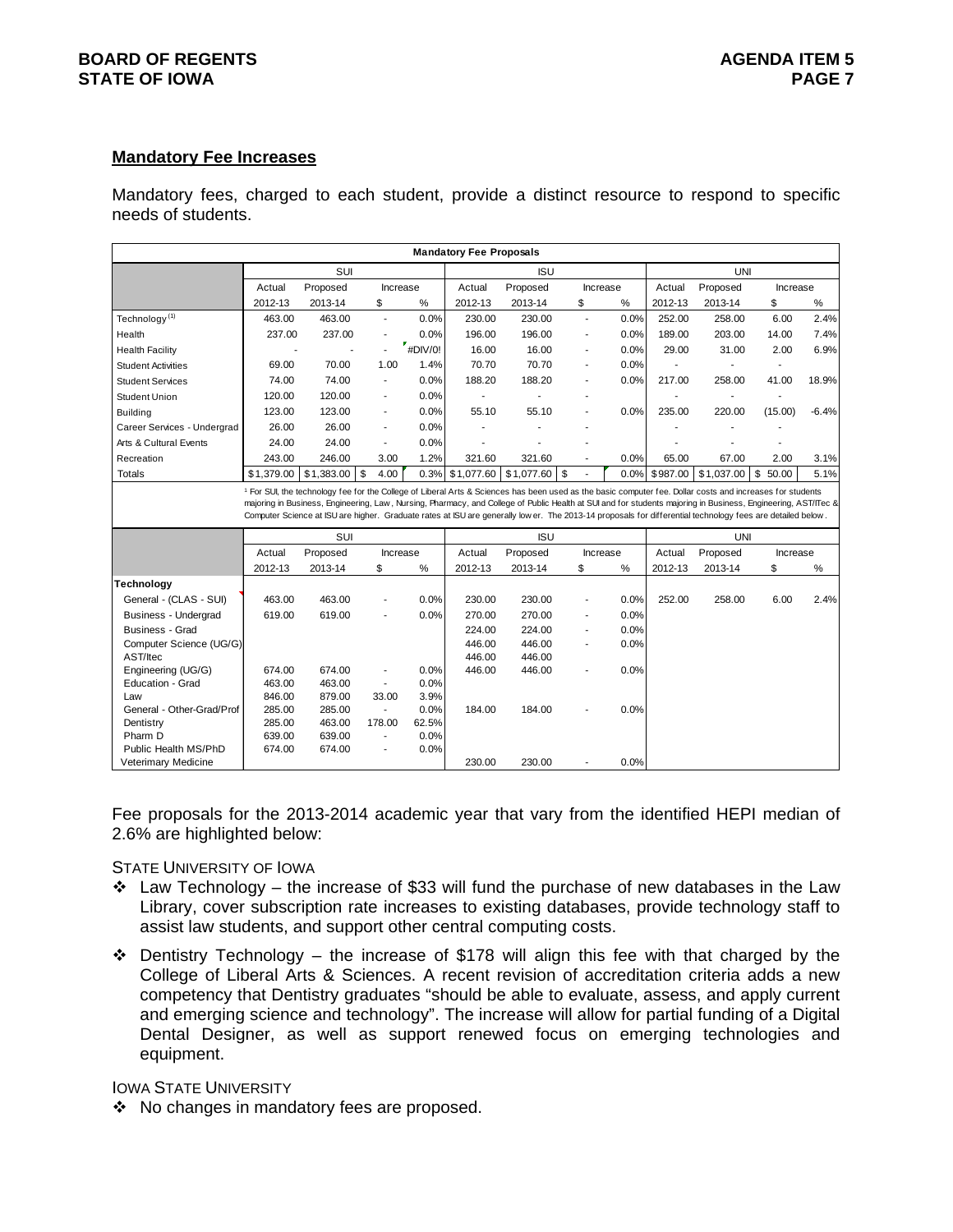## Mandatory Fee Increases

Mandatory fees, charged to each student, provide a distinct resource to respond to specific needs of students.

**Mandatory Fee Proposals**

| | SUI | | | | ISU | | | | UNI | | | |
|---|---|---|---|---|---|---|---|---|---|---|---|---|
| | Actual | Proposed | Increase | | Actual | Proposed | Increase | | Actual | Proposed | Increase | |
| | 2012-13 | 2013-14 | $ | % | 2012-13 | 2013-14 | $ | % | 2012-13 | 2013-14 | $ | % |
| Technology [1] | 463.00 | 463.00 | - | 0.0% | 230.00 | 230.00 | - | 0.0% | 252.00 | 258.00 | 6.00 | 2.4% |
| Health | 237.00 | 237.00 | - | 0.0% | 196.00 | 196.00 | - | 0.0% | 189.00 | 203.00 | 14.00 | 7.4% |
| Health Facility | - | - | - | #DIV/0! | 16.00 | 16.00 | - | 0.0% | 29.00 | 31.00 | 2.00 | 6.9% |
| Student Activities | 69.00 | 70.00 | 1.00 | 1.4% | 70.70 | 70.70 | - | 0.0% | - | - | - | |
| Student Services | 74.00 | 74.00 | - | 0.0% | 188.20 | 188.20 | - | 0.0% | 217.00 | 258.00 | 41.00 | 18.9% |
| Student Union | 120.00 | 120.00 | - | 0.0% | - | - | - | | - | - | - | |
| Building | 123.00 | 123.00 | - | 0.0% | 55.10 | 55.10 | - | 0.0% | 235.00 | 220.00 | (15.00) | -6.4% |
| Career Services - Undergrad | 26.00 | 26.00 | - | 0.0% | - | - | - | | - | - | - | |
| Arts & Cultural Events | 24.00 | 24.00 | - | 0.0% | - | - | - | | - | - | - | |
| Recreation | 243.00 | 246.00 | 3.00 | 1.2% | 321.60 | 321.60 | - | 0.0% | 65.00 | 67.00 | 2.00 | 3.1% |
| Totals | $1,379.00 | $1,383.00 | $ 4.00 | 0.3% | $1,077.60 | $1,077.60 | $ - | 0.0% | $987.00 | $1,037.00 | $ 50.00 | 5.1% |

[1] For SUI, the technology fee for the College of Liberal Arts & Sciences has been used as the basic computer fee. Dollar costs and increases for students majoring in Business, Engineering, Law, Nursing, Pharmacy, and College of Public Health at SUI and for students majoring in Business, Engineering, AST/ITec & Computer Science at ISU are higher. Graduate rates at ISU are generally lower. The 2013-14 proposals for differential technology fees are detailed below.

| | SUI | | | | ISU | | | | UNI | | | |
|---|---|---|---|---|---|---|---|---|---|---|---|---|
| | Actual | Proposed | Increase | | Actual | Proposed | Increase | | Actual | Proposed | Increase | |
| | 2012-13 | 2013-14 | $ | % | 2012-13 | 2013-14 | $ | % | 2012-13 | 2013-14 | $ | % |
| **Technology** | | | | | | | | | | | | |
| General - (CLAS - SUI) | 463.00 | 463.00 | - | 0.0% | 230.00 | 230.00 | - | 0.0% | 252.00 | 258.00 | 6.00 | 2.4% |
| Business - Undergrad | 619.00 | 619.00 | - | 0.0% | 270.00 | 270.00 | - | 0.0% | | | | |
| Business - Grad | | | | | 224.00 | 224.00 | - | 0.0% | | | | |
| Computer Science (UG/G) | | | | | 446.00 | 446.00 | - | 0.0% | | | | |
| AST/Itec | | | | | 446.00 | 446.00 | | | | | | |
| Engineering (UG/G) | 674.00 | 674.00 | - | 0.0% | 446.00 | 446.00 | - | 0.0% | | | | |
| Education - Grad | 463.00 | 463.00 | - | 0.0% | | | | | | | | |
| Law | 846.00 | 879.00 | 33.00 | 3.9% | | | | | | | | |
| General - Other-Grad/Prof | 285.00 | 285.00 | - | 0.0% | 184.00 | 184.00 | - | 0.0% | | | | |
| Dentistry | 285.00 | 463.00 | 178.00 | 62.5% | | | | | | | | |
| Pharm D | 639.00 | 639.00 | - | 0.0% | | | | | | | | |
| Public Health MS/PhD | 674.00 | 674.00 | - | 0.0% | | | | | | | | |
| Veterimary Medicine | | | | | 230.00 | 230.00 | - | 0.0% | | | | |

Fee proposals for the 2013-2014 academic year that vary from the identified HEPI median of 2.6% are highlighted below:

STATE UNIVERSITY OF IOWA

- Law Technology – the increase of $33 will fund the purchase of new databases in the Law Library, cover subscription rate increases to existing databases, provide technology staff to assist law students, and support other central computing costs.
- Dentistry Technology – the increase of $178 will align this fee with that charged by the College of Liberal Arts & Sciences. A recent revision of accreditation criteria adds a new competency that Dentistry graduates "should be able to evaluate, assess, and apply current and emerging science and technology". The increase will allow for partial funding of a Digital Dental Designer, as well as support renewed focus on emerging technologies and equipment.

IOWA STATE UNIVERSITY

- No changes in mandatory fees are proposed.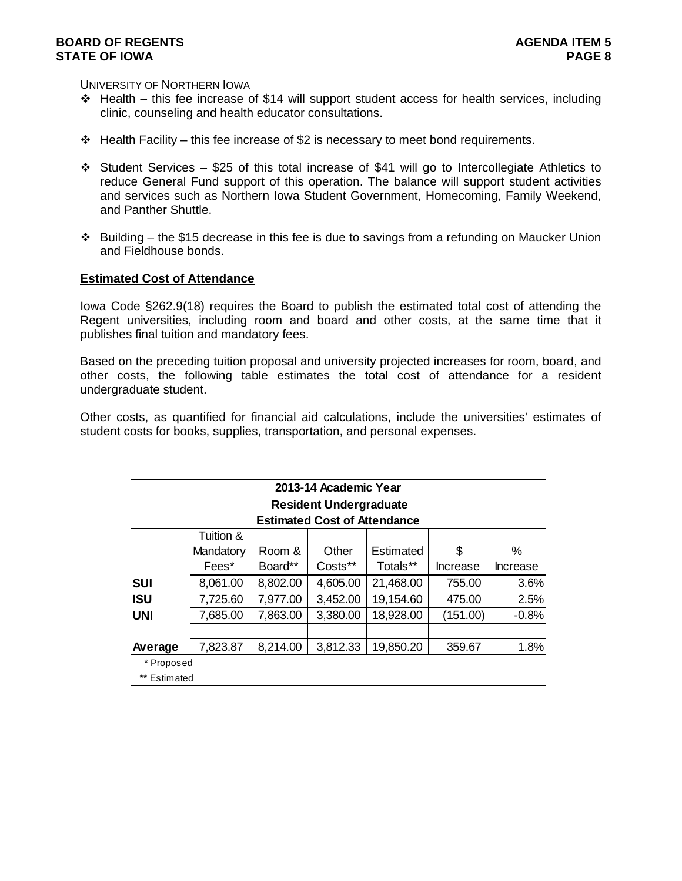UNIVERSITY OF NORTHERN IOWA

- Health – this fee increase of $14 will support student access for health services, including clinic, counseling and health educator consultations.
- Health Facility – this fee increase of $2 is necessary to meet bond requirements.
- Student Services – $25 of this total increase of $41 will go to Intercollegiate Athletics to reduce General Fund support of this operation. The balance will support student activities and services such as Northern Iowa Student Government, Homecoming, Family Weekend, and Panther Shuttle.
- Building – the $15 decrease in this fee is due to savings from a refunding on Maucker Union and Fieldhouse bonds.

**Estimated Cost of Attendance**

Iowa Code §262.9(18) requires the Board to publish the estimated total cost of attending the Regent universities, including room and board and other costs, at the same time that it publishes final tuition and mandatory fees.

Based on the preceding tuition proposal and university projected increases for room, board, and other costs, the following table estimates the total cost of attendance for a resident undergraduate student.

Other costs, as quantified for financial aid calculations, include the universities' estimates of student costs for books, supplies, transportation, and personal expenses.

**2013-14 Academic Year**
**Resident Undergraduate**
**Estimated Cost of Attendance**

| | Tuition & Mandatory Fees* | Room & Board** | Other Costs** | Estimated Totals** | $ Increase | % Increase |
|---|---|---|---|---|---|---|
| **SUI** | 8,061.00 | 8,802.00 | 4,605.00 | 21,468.00 | 755.00 | 3.6% |
| **ISU** | 7,725.60 | 7,977.00 | 3,452.00 | 19,154.60 | 475.00 | 2.5% |
| **UNI** | 7,685.00 | 7,863.00 | 3,380.00 | 18,928.00 | (151.00) | -0.8% |
| | | | | | | |
| **Average** | 7,823.87 | 8,214.00 | 3,812.33 | 19,850.20 | 359.67 | 1.8% |

\* Proposed
\** Estimated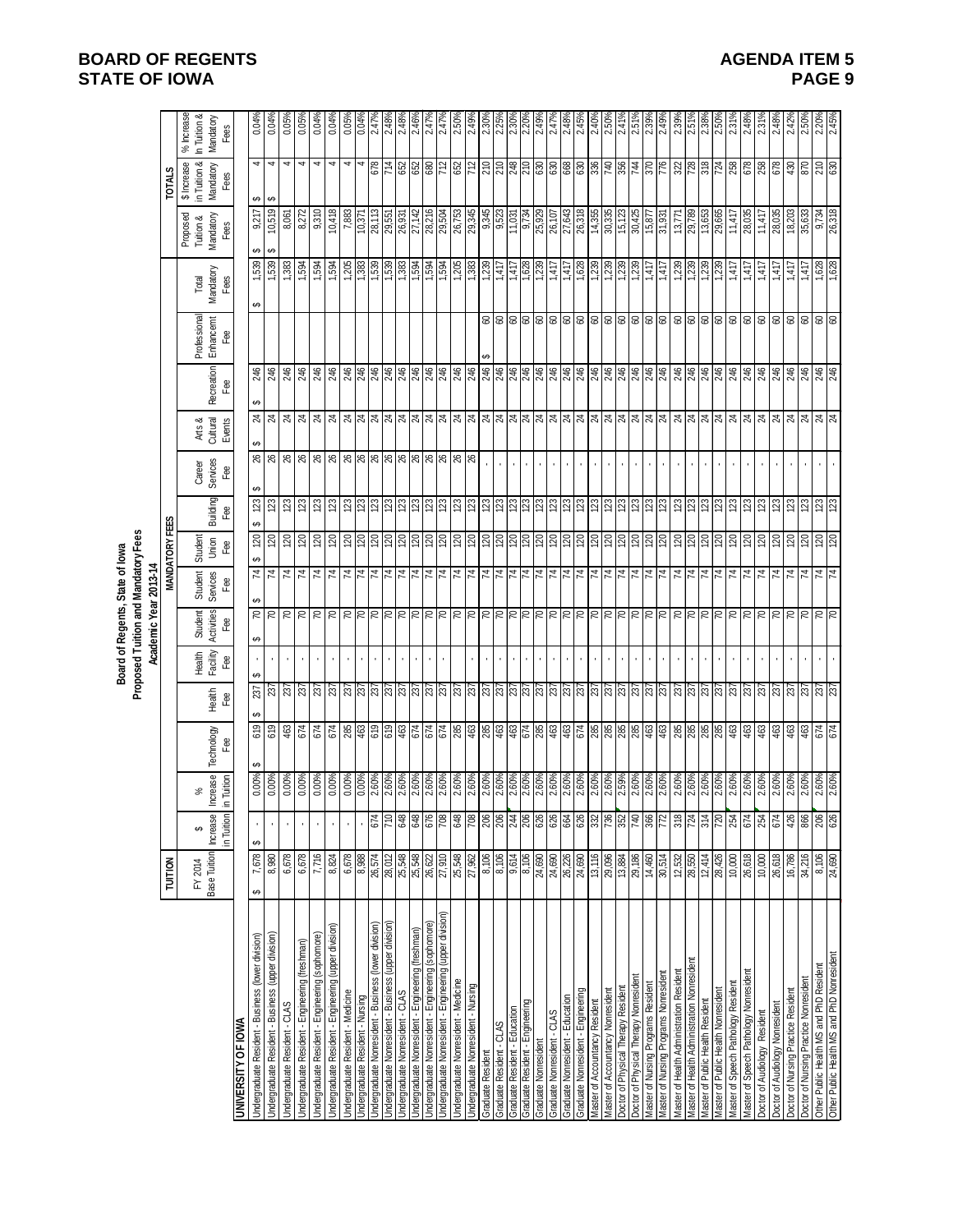**BOARD OF REGENTS**
**STATE OF IOWA**

## Board of Regents, State of Iowa
## Proposed Tuition and Mandatory Fees
## Academic Year 2013-14

| | TUITION | | | MANDATORY FEES | | | | | | | | | | | | TOTALS | | |
|---|---|---|---|---|---|---|---|---|---|---|---|---|---|---|---|---|---|---|
| | FY 2014 Base Tuition | $ Increase in Tuition | % Increase in Tuition | Technology Fee | Health Fee | Health Facility Fee | Student Activities Fee | Student Services Fee | Student Union Fee | Building Fee | Career Services Fee | Arts & Cultural Events | Recreation Fee | Professional Enhancement Fee | Total Mandatory Fees | Proposed Tuition & Mandatory Fees | $ Increase in Tuition & Mandatory Fees | % Increase in Tuition & Mandatory Fees |
| **UNIVERSITY OF IOWA** | | | | | | | | | | | | | | | | | | |
| Undergraduate Resident - Business (lower division) | $ 7,678 | $ - | 0.00% | $ 619 | $ 237 | $ - | $ 70 | $ 74 | $ 120 | $ 123 | $ 26 | $ 24 | $ 246 | | $ 1,539 | $ 9,217 | $ 4 | 0.04% |
| Undergraduate Resident - Business (upper division) | 8,980 | - | 0.00% | 619 | 237 | - | 70 | 74 | 120 | 123 | 26 | 24 | 246 | | 1,539 | $ 10,519 | $ 4 | 0.04% |
| Undergraduate Resident - CLAS | 6,678 | - | 0.00% | 463 | 237 | - | 70 | 74 | 120 | 123 | 26 | 24 | 246 | | 1,383 | 8,061 | 4 | 0.05% |
| Undergraduate Resident - Engineering (freshman) | 6,678 | - | 0.00% | 674 | 237 | - | 70 | 74 | 120 | 123 | 26 | 24 | 246 | | 1,594 | 8,272 | 4 | 0.05% |
| Undergraduate Resident - Engineering (sophomore) | 7,716 | - | 0.00% | 674 | 237 | - | 70 | 74 | 120 | 123 | 26 | 24 | 246 | | 1,594 | 9,310 | 4 | 0.04% |
| Undergraduate Resident - Engineering (upper division) | 8,824 | - | 0.00% | 674 | 237 | - | 70 | 74 | 120 | 123 | 26 | 24 | 246 | | 1,594 | 10,418 | 4 | 0.04% |
| Undergraduate Resident - Medicine | 6,678 | - | 0.00% | 285 | 237 | - | 70 | 74 | 120 | 123 | 26 | 24 | 246 | | 1,205 | 7,883 | 4 | 0.05% |
| Undergraduate Resident - Nursing | 8,988 | - | 0.00% | 463 | 237 | - | 70 | 74 | 120 | 123 | 26 | 24 | 246 | | 1,383 | 10,371 | 4 | 0.04% |
| Undergraduate Nonresident - Business (lower division) | 26,574 | 674 | 2.60% | 619 | 237 | - | 70 | 74 | 120 | 123 | 26 | 24 | 246 | | 1,539 | 28,113 | 678 | 2.47% |
| Undergraduate Nonresident - Business (upper division) | 28,012 | 710 | 2.60% | 619 | 237 | - | 70 | 74 | 120 | 123 | 26 | 24 | 246 | | 1,539 | 29,551 | 714 | 2.48% |
| Undergraduate Nonresident - CLAS | 25,548 | 648 | 2.60% | 463 | 237 | - | 70 | 74 | 120 | 123 | 26 | 24 | 246 | | 1,383 | 26,931 | 652 | 2.48% |
| Undergraduate Nonresident - Engineering (freshman) | 25,548 | 648 | 2.60% | 674 | 237 | - | 70 | 74 | 120 | 123 | 26 | 24 | 246 | | 1,594 | 27,142 | 652 | 2.46% |
| Undergraduate Nonresident - Engineering (sophomore) | 26,622 | 676 | 2.60% | 674 | 237 | - | 70 | 74 | 120 | 123 | 26 | 24 | 246 | | 1,594 | 28,216 | 680 | 2.47% |
| Undergraduate Nonresident - Engineering (upper division) | 27,910 | 708 | 2.60% | 674 | 237 | - | 70 | 74 | 120 | 123 | 26 | 24 | 246 | | 1,594 | 29,504 | 712 | 2.47% |
| Undergraduate Nonresident - Medicine | 25,548 | 648 | 2.60% | 285 | 237 | - | 70 | 74 | 120 | 123 | 26 | 24 | 246 | | 1,205 | 26,753 | 652 | 2.50% |
| Undergraduate Nonresident - Nursing | 27,962 | 708 | 2.60% | 463 | 237 | - | 70 | 74 | 120 | 123 | 26 | 24 | 246 | | 1,383 | 29,345 | 712 | 2.49% |
| Graduate Resident | 8,106 | 206 | 2.60% | 285 | 237 | - | 70 | 74 | 120 | 123 | - | 24 | 246 | $ 60 | 1,239 | 9,345 | 210 | 2.30% |
| Graduate Resident - CLAS | 8,106 | 206 | 2.60% | 463 | 237 | - | 70 | 74 | 120 | 123 | - | 24 | 246 | 60 | 1,417 | 9,523 | 210 | 2.25% |
| Graduate Resident - Education | 9,614 | 244 | 2.60% | 463 | 237 | - | 70 | 74 | 120 | 123 | - | 24 | 246 | 60 | 1,417 | 11,031 | 248 | 2.30% |
| Graduate Resident - Engineering | 8,106 | 206 | 2.60% | 674 | 237 | - | 70 | 74 | 120 | 123 | - | 24 | 246 | 60 | 1,628 | 9,734 | 210 | 2.20% |
| Graduate Nonresident | 24,690 | 626 | 2.60% | 285 | 237 | - | 70 | 74 | 120 | 123 | - | 24 | 246 | 60 | 1,239 | 25,929 | 630 | 2.49% |
| Graduate Nonresident - CLAS | 24,690 | 626 | 2.60% | 463 | 237 | - | 70 | 74 | 120 | 123 | - | 24 | 246 | 60 | 1,417 | 26,107 | 630 | 2.47% |
| Graduate Nonresident - Education | 26,226 | 664 | 2.60% | 463 | 237 | - | 70 | 74 | 120 | 123 | - | 24 | 246 | 60 | 1,417 | 27,643 | 668 | 2.48% |
| Graduate Nonresident - Engineering | 24,690 | 626 | 2.60% | 674 | 237 | - | 70 | 74 | 120 | 123 | - | 24 | 246 | 60 | 1,628 | 26,318 | 630 | 2.45% |
| Master of Accountancy Resident | 13,116 | 332 | 2.60% | 285 | 237 | - | 70 | 74 | 120 | 123 | - | 24 | 246 | 60 | 1,239 | 14,355 | 336 | 2.40% |
| Master of Accountancy Nonresident | 29,096 | 736 | 2.60% | 285 | 237 | - | 70 | 74 | 120 | 123 | - | 24 | 246 | 60 | 1,239 | 30,335 | 740 | 2.50% |
| Doctor of Physical Therapy Resident | 13,884 | 352 | 2.59% | 285 | 237 | - | 70 | 74 | 120 | 123 | - | 24 | 246 | 60 | 1,239 | 15,123 | 356 | 2.41% |
| Doctor of Physical Therapy Nonresident | 29,186 | 740 | 2.60% | 285 | 237 | - | 70 | 74 | 120 | 123 | - | 24 | 246 | 60 | 1,239 | 30,425 | 744 | 2.51% |
| Master of Nursing Programs Resident | 14,460 | 366 | 2.60% | 463 | 237 | - | 70 | 74 | 120 | 123 | - | 24 | 246 | 60 | 1,417 | 15,877 | 370 | 2.39% |
| Master of Nursing Programs Nonresident | 30,514 | 772 | 2.60% | 463 | 237 | - | 70 | 74 | 120 | 123 | - | 24 | 246 | 60 | 1,417 | 31,931 | 776 | 2.49% |
| Master of Health Administration Resident | 12,532 | 318 | 2.60% | 285 | 237 | - | 70 | 74 | 120 | 123 | - | 24 | 246 | 60 | 1,239 | 13,771 | 322 | 2.39% |
| Master of Health Administration Nonresident | 28,550 | 724 | 2.60% | 285 | 237 | - | 70 | 74 | 120 | 123 | - | 24 | 246 | 60 | 1,239 | 29,789 | 728 | 2.51% |
| Master of Public Health Resident | 12,414 | 314 | 2.60% | 285 | 237 | - | 70 | 74 | 120 | 123 | - | 24 | 246 | 60 | 1,239 | 13,653 | 318 | 2.38% |
| Master of Public Health Nonresident | 28,426 | 720 | 2.60% | 285 | 237 | - | 70 | 74 | 120 | 123 | - | 24 | 246 | 60 | 1,239 | 29,665 | 724 | 2.50% |
| Master of Speech Pathology Resident | 10,000 | 254 | 2.60% | 463 | 237 | - | 70 | 74 | 120 | 123 | - | 24 | 246 | 60 | 1,417 | 11,417 | 258 | 2.31% |
| Master of Speech Pathology Nonresident | 26,618 | 674 | 2.60% | 463 | 237 | - | 70 | 74 | 120 | 123 | - | 24 | 246 | 60 | 1,417 | 28,035 | 678 | 2.48% |
| Doctor of Audiology Resident | 10,000 | 254 | 2.60% | 463 | 237 | - | 70 | 74 | 120 | 123 | - | 24 | 246 | 60 | 1,417 | 11,417 | 258 | 2.31% |
| Doctor of Audiology Nonresident | 26,618 | 674 | 2.60% | 463 | 237 | - | 70 | 74 | 120 | 123 | - | 24 | 246 | 60 | 1,417 | 28,035 | 678 | 2.48% |
| Doctor of Nursing Practice Resident | 16,786 | 426 | 2.60% | 463 | 237 | - | 70 | 74 | 120 | 123 | - | 24 | 246 | 60 | 1,417 | 18,203 | 430 | 2.42% |
| Doctor of Nursing Practice Nonresident | 34,216 | 866 | 2.60% | 463 | 237 | - | 70 | 74 | 120 | 123 | - | 24 | 246 | 60 | 1,417 | 35,633 | 870 | 2.50% |
| Other Public Health MS and PhD Resident | 8,106 | 206 | 2.60% | 674 | 237 | - | 70 | 74 | 120 | 123 | - | 24 | 246 | 60 | 1,628 | 9,734 | 210 | 2.20% |
| Other Public Health MS and PhD Nonresident | 24,690 | 626 | 2.60% | 674 | 237 | - | 70 | 74 | 120 | 123 | - | 24 | 246 | 60 | 1,628 | 26,318 | 630 | 2.45% |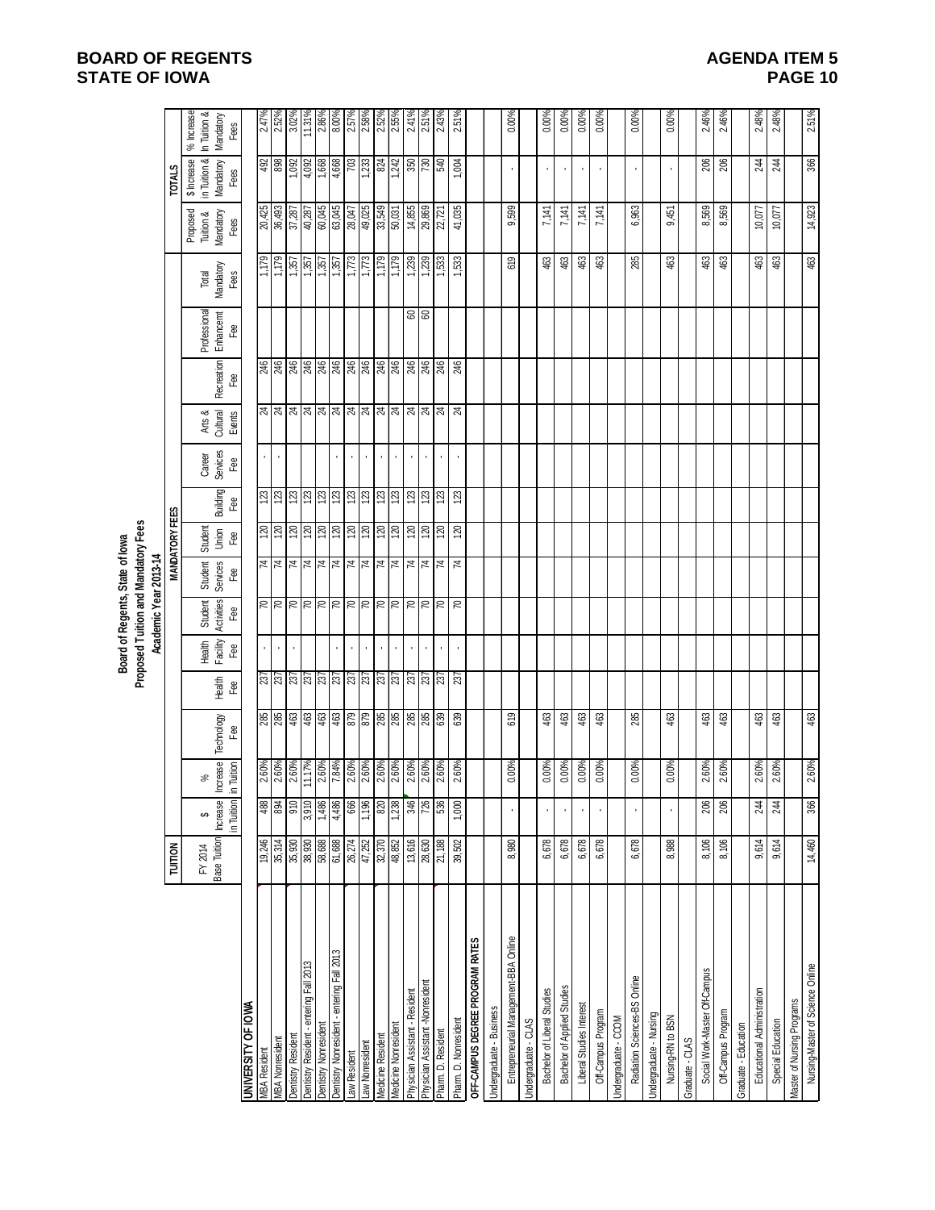# Board of Regents, State of Iowa
## Proposed Tuition and Mandatory Fees
### Academic Year 2013-14

| | TUITION | | | MANDATORY FEES | | | | | | | | | | | | | TOTALS | | |
|---|---|---|---|---|---|---|---|---|---|---|---|---|---|---|---|---|---|---|---|
| | FY 2014 Base Tuition | $ Increase in Tuition | % Increase in Tuition | Technology Fee | Health Fee | Health Facility Fee | Student Activities Fee | Student Services Fee | Student Union Fee | Building Fee | Career Services Fee | Arts & Cultural Events | Recreation Fee | Professional Enhancemt Fee | Total Mandatory Fees | Proposed Tuition & Mandatory Fees | $ Increase in Tuition & Mandatory Fees | % Increase In Tuition & Mandatory Fees |
| **UNIVERSITY OF IOWA** | | | | | | | | | | | | | | | | | | |
| MBA Resident | 19,246 | 488 | 2.60% | 285 | 237 | - | 70 | 74 | 120 | 123 | - | 24 | 246 | | 1,179 | 20,425 | 492 | 2.47% |
| MBA Nonresident | 35,314 | 894 | 2.60% | 285 | 237 | - | 70 | 74 | 120 | 123 | - | 24 | 246 | | 1,179 | 36,493 | 898 | 2.52% |
| Dentistry Resident | 35,930 | 910 | 2.60% | 463 | 237 | - | 70 | 74 | 120 | 123 | | 24 | 246 | | 1,357 | 37,287 | 1,092 | 3.02% |
| Dentistry Resident - entering Fall 2013 | 38,930 | 3,910 | 11.17% | 463 | 237 | | 70 | 74 | 120 | 123 | | 24 | 246 | | 1,357 | 40,287 | 4,092 | 11.31% |
| Dentistry Nonresident | 58,688 | 1,486 | 2.60% | 463 | 237 | | 70 | 74 | 120 | 123 | | 24 | 246 | | 1,357 | 60,045 | 1,668 | 2.86% |
| Dentistry Nonresident - entering Fall 2013 | 61,688 | 4,486 | 7.84% | 463 | 237 | | 70 | 74 | 120 | 123 | - | 24 | 246 | | 1,357 | 63,045 | 4,668 | 8.00% |
| Law Resident | 26,274 | 666 | 2.60% | 879 | 237 | - | 70 | 74 | 120 | 123 | - | 24 | 246 | | 1,773 | 28,047 | 703 | 2.57% |
| Law Nonresident | 47,252 | 1,196 | 2.60% | 879 | 237 | - | 70 | 74 | 120 | 123 | - | 24 | 246 | | 1,773 | 49,025 | 1,233 | 2.58% |
| Medicine Resident | 32,370 | 820 | 2.60% | 285 | 237 | - | 70 | 74 | 120 | 123 | - | 24 | 246 | | 1,179 | 33,549 | 824 | 2.52% |
| Medicine Nonresident | 48,852 | 1,238 | 2.60% | 285 | 237 | - | 70 | 74 | 120 | 123 | - | 24 | 246 | | 1,179 | 50,031 | 1,242 | 2.55% |
| Physician Assistant - Resident | 13,616 | 346 | 2.60% | 285 | 237 | - | 70 | 74 | 120 | 123 | - | 24 | 246 | 60 | 1,239 | 14,855 | 350 | 2.41% |
| Physician Assistant -Nonresident | 28,630 | 726 | 2.60% | 285 | 237 | - | 70 | 74 | 120 | 123 | - | 24 | 246 | 60 | 1,239 | 29,869 | 730 | 2.51% |
| Pharm. D. Resident | 21,188 | 536 | 2.60% | 639 | 237 | - | 70 | 74 | 120 | 123 | - | 24 | 246 | | 1,533 | 22,721 | 540 | 2.43% |
| Pharm. D. Nonresident | 39,502 | 1,000 | 2.60% | 639 | 237 | - | 70 | 74 | 120 | 123 | - | 24 | 246 | | 1,533 | 41,035 | 1,004 | 2.51% |
| **OFF-CAMPUS DEGREE PROGRAM RATES** | | | | | | | | | | | | | | | | | | |
| Undergraduate - Business | | | | | | | | | | | | | | | | | | |
| Entrepreneurial Management-BBA Online | 8,980 | - | 0.00% | 619 | | | | | | | | | | | 619 | 9,599 | - | 0.00% |
| Undergraduate - CLAS | | | | | | | | | | | | | | | | | | |
| Bachelor of Liberal Studies | 6,678 | - | 0.00% | 463 | | | | | | | | | | | 463 | 7,141 | - | 0.00% |
| Bachelor of Applied Studies | 6,678 | - | 0.00% | 463 | | | | | | | | | | | 463 | 7,141 | - | 0.00% |
| Liberal Studies Interest | 6,678 | - | 0.00% | 463 | | | | | | | | | | | 463 | 7,141 | - | 0.00% |
| Off-Campus Program | 6,678 | - | 0.00% | 463 | | | | | | | | | | | 463 | 7,141 | - | 0.00% |
| Undergraduate - CCOM | | | | | | | | | | | | | | | | | | |
| Radiation Sciences-BS Online | 6,678 | - | 0.00% | 285 | | | | | | | | | | | 285 | 6,963 | - | 0.00% |
| Undergraduate - Nursing | | | | | | | | | | | | | | | | | | |
| Nursing-RN to BSN | 8,988 | - | 0.00% | 463 | | | | | | | | | | | 463 | 9,451 | - | 0.00% |
| Graduate - CLAS | | | | | | | | | | | | | | | | | | |
| Social Work-Master Off-Campus | 8,106 | 206 | 2.60% | 463 | | | | | | | | | | | 463 | 8,569 | 206 | 2.46% |
| Off-Campus Program | 8,106 | 206 | 2.60% | 463 | | | | | | | | | | | 463 | 8,569 | 206 | 2.46% |
| Graduate - Education | | | | | | | | | | | | | | | | | | |
| Educational Administration | 9,614 | 244 | 2.60% | 463 | | | | | | | | | | | 463 | 10,077 | 244 | 2.48% |
| Special Education | 9,614 | 244 | 2.60% | 463 | | | | | | | | | | | 463 | 10,077 | 244 | 2.48% |
| Master of Nursing Programs | | | | | | | | | | | | | | | | | | |
| Nursing-Master of Science Online | 14,460 | 366 | 2.60% | 463 | | | | | | | | | | | 463 | 14,923 | 366 | 2.51% |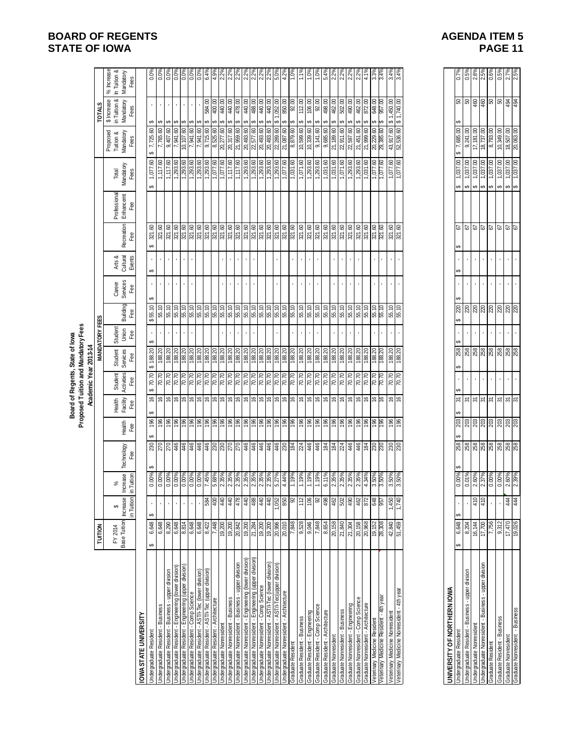**Board of Regents, State of Iowa**
**Proposed Tuition and Mandatory Fees**
**Academic Year 2013-14**

| | TUITION | | | MANDATORY FEES | | | | | | | | | | | | TOTALS | | |
|---|---|---|---|---|---|---|---|---|---|---|---|---|---|---|---|---|---|---|
| | FY 2014 Base Tuition | $ Increase in Tuition | % Increase in Tuition | Technology Fee | Health Fee | Health Facility Fee | Student Activities Fee | Student Services Fee | Student Union Fee | Building Fee | Career Services Fee | Arts & Cultural Events | Recreation Fee | Professional Enhancement Fee | Total Mandatory Fees | Proposed Tuition & Mandatory Fees | $ Increase in Tuition & Mandatory Fees | % Increase in Tuition & Mandatory Fees |
| **IOWA STATE UNIVERSITY** | | | | | | | | | | | | | | | | | | |
| Undergraduate Resident | $ 6,648 | $ - | 0.00% | $ 230 | $ 196 | $ 16 | $ 70.70 | $ 188.20 | $ - | $ 55.10 | $ - | $ - | $ 321.60 | | $ 1,077.60 | $ 7,725.60 | $ - | 0.0% |
| Undergraduate Resident - Business | 6,648 | - | 0.00% | 270 | 196 | 16 | 70.70 | 188.20 | - | 55.10 | - | - | 321.60 | | 1,117.60 | 7,765.60 | $ - | 0.0% |
| Undergraduate Resident - Business - upper division | 8,290 | - | 0.00% | 270 | 196 | 16 | 70.70 | 188.20 | - | 55.10 | - | - | 321.60 | | 1,117.60 | 9,407.60 | $ - | 0.0% |
| Undergraduate Resident - Engineering (lower division) | 6,648 | - | 0.00% | 446 | 196 | 16 | 70.70 | 188.20 | - | 55.10 | - | - | 321.60 | | 1,293.60 | 7,941.60 | $ - | 0.0% |
| Undergraduate Resident - Engineering (upper division) | 8,814 | - | 0.00% | 446 | 196 | 16 | 70.70 | 188.20 | - | 55.10 | - | - | 321.60 | | 1,293.60 | 10,107.60 | $ - | 0.0% |
| Undergraduate Resident - Comp Science | 6,648 | - | 0.00% | 446 | 196 | 16 | 70.70 | 188.20 | - | 55.10 | - | - | 321.60 | | 1,293.60 | 7,941.60 | $ - | 0.0% |
| Undergraduate Resident - ASTI/I-Tec (lower division) | 6,648 | - | 0.00% | 446 | 196 | 16 | 70.70 | 188.20 | | 55.10 | | | 321.60 | | 1,293.60 | 7,941.60 | $ - | 0.0% |
| Undergraduate Resident - ASTI/I-Tec (upper division) | 8,422 | 584 | 7.45% | 446 | 196 | 16 | 70.70 | 188.20 | | 55.10 | | | 321.60 | | 1,293.60 | 9,715.60 | $ 584.00 | 6.4% |
| Undergraduate Resident - Architecture | 7,448 | 400 | 5.68% | 230 | 196 | 16 | 70.70 | 188.20 | | 55.10 | | | 321.60 | | 1,077.60 | 8,525.60 | $ 400.00 | 4.9% |
| Undergraduate Nonresident | 19,200 | 440 | 2.35% | 230 | 196 | 16 | 70.70 | 188.20 | - | 55.10 | - | - | 321.60 | | 1,077.60 | 20,277.60 | $ 440.00 | 2.2% |
| Undergraduate Nonresident - Business | 19,200 | 440 | 2.35% | 270 | 196 | 16 | 70.70 | 188.20 | - | 55.10 | - | - | 321.60 | | 1,117.60 | 20,317.60 | $ 440.00 | 2.2% |
| Undergraduate Nonresident - Business - upper division | 20,842 | 478 | 2.35% | 270 | 196 | 16 | 70.70 | 188.20 | - | 55.10 | - | - | 321.60 | | 1,117.60 | 21,959.60 | $ 478.00 | 2.2% |
| Undergraduate Nonresident - Engineering (lower division) | 19,200 | 440 | 2.35% | 446 | 196 | 16 | 70.70 | 188.20 | - | 55.10 | - | - | 321.60 | | 1,293.60 | 20,493.60 | $ 440.00 | 2.2% |
| Undergraduate Nonresident - Engineering (upper division) | 21,284 | 488 | 2.35% | 446 | 196 | 16 | 70.70 | 188.20 | - | 55.10 | - | - | 321.60 | | 1,293.60 | 22,577.60 | $ 488.00 | 2.2% |
| Undergraduate Nonresident - Comp Science | 19,200 | 440 | 2.35% | 446 | 196 | 16 | 70.70 | 188.20 | | 55.10 | | | 321.60 | | 1,293.60 | 20,493.60 | $ 440.00 | 2.2% |
| Undergraduate Nonresident - ASTI/I-Tec (lower division) | 19,200 | 440 | 2.35% | 446 | 196 | 16 | 70.70 | 188.20 | | 55.10 | | | 321.60 | | 1,293.60 | 20,493.60 | $ 440.00 | 2.2% |
| Undergraduate Nonresident - ASTI/I-Tec(upper division) | 20,996 | 1,052 | 5.27% | 446 | 196 | 16 | 70.70 | 188.20 | - | 55.10 | - | - | 321.60 | | 1,293.60 | 22,289.60 | $ 1,052.00 | 5.0% |
| Undergraduate Nonresident - Architecture | 20,010 | 850 | 4.44% | 230 | 196 | 16 | 70.70 | 188.20 | | 55.10 | | | 321.60 | | 1,077.60 | 21,087.60 | $ 850.00 | 4.2% |
| Graduate Resident | 7,848 | 92 | 1.19% | 184 | 196 | 16 | 70.70 | 188.20 | - | 55.10 | - | - | 321.60 | | 1,031.60 | 8,879.60 | $ 92.00 | 1.0% |
| Graduate Resident - Business | 9,528 | 112 | 1.19% | 224 | 196 | 16 | 70.70 | 188.20 | - | 55.10 | - | - | 321.60 | | 1,071.60 | 10,599.60 | $ 112.00 | 1.1% |
| Graduate Resident - Engineering | 9,046 | 106 | 1.19% | 446 | 196 | 16 | 70.70 | 188.20 | - | 55.10 | - | - | 321.60 | | 1,293.60 | 10,339.60 | $ 106.00 | 1.0% |
| Graduate Resident - Comp Science | 7,848 | 92 | 1.19% | 446 | 196 | 16 | 70.70 | 188.20 | - | 55.10 | - | - | 321.60 | | 1,293.60 | 9,141.60 | $ 92.00 | 1.0% |
| Graduate Resident - Architecture | 8,654 | 498 | 6.11% | 184 | 196 | 16 | 70.70 | 188.20 | | 55.10 | | | 321.60 | | 1,031.60 | 9,685.60 | $ 498.00 | 5.4% |
| Graduate Nonresident | 20,158 | 462 | 2.35% | 184 | 196 | 16 | 70.70 | 188.20 | - | 55.10 | - | - | 321.60 | | 1,031.60 | 21,189.60 | $ 462.00 | 2.2% |
| Graduate Nonresident - Business | 21,840 | 502 | 2.35% | 224 | 196 | 16 | 70.70 | 188.20 | - | 55.10 | - | - | 321.60 | | 1,071.60 | 22,911.60 | $ 502.00 | 2.2% |
| Graduate Nonresident - Engineering | 21,304 | 490 | 2.35% | 446 | 196 | 16 | 70.70 | 188.20 | - | 55.10 | - | - | 321.60 | | 1,293.60 | 22,597.60 | $ 490.00 | 2.2% |
| Graduate Nonresident - Comp Science | 20,158 | 462 | 2.35% | 446 | 196 | 16 | 70.70 | 188.20 | - | 55.10 | - | - | 321.60 | | 1,293.60 | 21,451.60 | $ 462.00 | 2.2% |
| Graduate Nonresident - Architecture | 20,968 | 872 | 4.34% | 184 | 196 | 16 | 70.70 | 188.20 | | 55.10 | | | 321.60 | | 1,031.60 | 21,999.60 | $ 872.00 | 4.1% |
| Veterinary Medicine Resident | 19,152 | 648 | 3.50% | 230 | 196 | 16 | 70.70 | 188.20 | - | 55.10 | - | - | 321.60 | | 1,077.60 | 20,229.60 | $ 648.00 | 3.3% |
| Veterinary Medicine Resident - 4th year | 28,308 | 957 | 3.50% | 230 | 196 | 16 | 70.70 | 188.20 | | 55.10 | | | 321.60 | | 1,077.60 | 29,385.60 | $ 957.00 | 3.4% |
| Veterinary Medicine Nonresident | 42,840 | 1,450 | 3.50% | 230 | 196 | 16 | 70.70 | 188.20 | - | 55.10 | - | - | 321.60 | | 1,077.60 | 43,917.60 | $ 1,450.00 | 3.4% |
| Veterinary Medicine Nonresident - 4th year | 51,459 | 1,740 | 3.50% | 230 | 196 | 16 | 70.70 | 188.20 | - | 55.10 | - | - | 321.60 | | 1,077.60 | 52,536.60 | $ 1,740.00 | 3.4% |
| **UNIVERSITY OF NORTHERN IOWA** | | | | | | | | | | | | | | | | | | |
| Undergraduate Resident | $ 6,648 | $ - | 0.00% | $ 258 | $ 203 | $ 31 | $ - | $ 258 | $ - | $ 220 | $ - | $ - | $ 67 | | $ 1,037.00 | $ 7,685.00 | $ 50 | 0.7% |
| Undergraduate Resident - Business - upper division | 8,204 | - | 0.01% | 258 | 203 | 31 | - | 258 | - | 220 | - | - | 67 | | $ 1,037.00 | 9,241.00 | 50 | 0.5% |
| Undergraduate Nonresident | 16,144 | 410 | 2.60% | 258 | 203 | 31 | - | 258 | - | 220 | - | - | 67 | | $ 1,037.00 | 17,181.00 | 460 | 2.8% |
| Undergraduate Nonresident - Business - upper division | 17,700 | 410 | 2.37% | 258 | 203 | 31 | - | 258 | - | 220 | - | - | 67 | | $ 1,037.00 | 18,737.00 | 460 | 2.5% |
| Graduate Resident | 7,756 | - | 0.00% | 258 | 203 | 31 | - | 258 | - | 220 | - | - | 67 | | $ 1,037.00 | 8,793.00 | 50 | 0.6% |
| Graduate Resident - Business | 9,312 | - | 0.00% | 258 | 203 | 31 | - | 258 | - | 220 | - | - | 67 | | $ 1,037.00 | 10,349.00 | 50 | 0.5% |
| Graduate Nonresident | 17,470 | 444 | 2.60% | 258 | 203 | 31 | - | 258 | - | 220 | - | - | 67 | | $ 1,037.00 | 18,507.00 | 494 | 2.7% |
| Graduate Nonresident - Business | 19,026 | 444 | 2.39% | 258 | 203 | 31 | - | 258 | - | 220 | - | - | 67 | | $ 1,037.00 | 20,063.00 | 494 | 2.5% |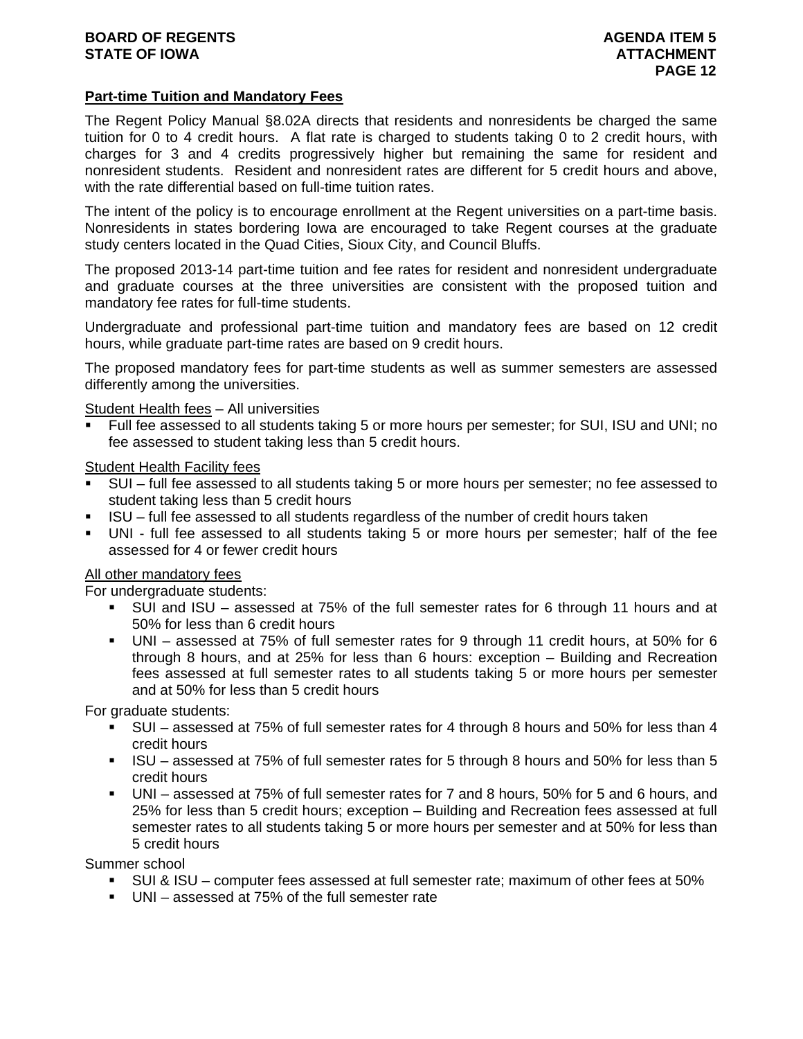## Part-time Tuition and Mandatory Fees

The Regent Policy Manual §8.02A directs that residents and nonresidents be charged the same tuition for 0 to 4 credit hours. A flat rate is charged to students taking 0 to 2 credit hours, with charges for 3 and 4 credits progressively higher but remaining the same for resident and nonresident students. Resident and nonresident rates are different for 5 credit hours and above, with the rate differential based on full-time tuition rates.

The intent of the policy is to encourage enrollment at the Regent universities on a part-time basis. Nonresidents in states bordering Iowa are encouraged to take Regent courses at the graduate study centers located in the Quad Cities, Sioux City, and Council Bluffs.

The proposed 2013-14 part-time tuition and fee rates for resident and nonresident undergraduate and graduate courses at the three universities are consistent with the proposed tuition and mandatory fee rates for full-time students.

Undergraduate and professional part-time tuition and mandatory fees are based on 12 credit hours, while graduate part-time rates are based on 9 credit hours.

The proposed mandatory fees for part-time students as well as summer semesters are assessed differently among the universities.

Student Health fees – All universities

- Full fee assessed to all students taking 5 or more hours per semester; for SUI, ISU and UNI; no fee assessed to student taking less than 5 credit hours.

Student Health Facility fees

- SUI – full fee assessed to all students taking 5 or more hours per semester; no fee assessed to student taking less than 5 credit hours
- ISU – full fee assessed to all students regardless of the number of credit hours taken
- UNI - full fee assessed to all students taking 5 or more hours per semester; half of the fee assessed for 4 or fewer credit hours

All other mandatory fees

For undergraduate students:

- SUI and ISU – assessed at 75% of the full semester rates for 6 through 11 hours and at 50% for less than 6 credit hours
- UNI – assessed at 75% of full semester rates for 9 through 11 credit hours, at 50% for 6 through 8 hours, and at 25% for less than 6 hours: exception – Building and Recreation fees assessed at full semester rates to all students taking 5 or more hours per semester and at 50% for less than 5 credit hours

For graduate students:

- SUI – assessed at 75% of full semester rates for 4 through 8 hours and 50% for less than 4 credit hours
- ISU – assessed at 75% of full semester rates for 5 through 8 hours and 50% for less than 5 credit hours
- UNI – assessed at 75% of full semester rates for 7 and 8 hours, 50% for 5 and 6 hours, and 25% for less than 5 credit hours; exception – Building and Recreation fees assessed at full semester rates to all students taking 5 or more hours per semester and at 50% for less than 5 credit hours

Summer school

- SUI & ISU – computer fees assessed at full semester rate; maximum of other fees at 50%
- UNI – assessed at 75% of the full semester rate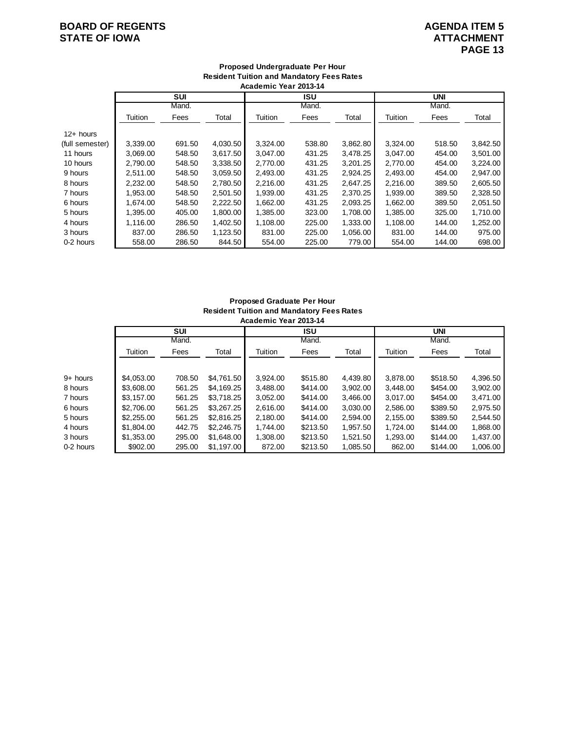**Proposed Undergraduate Per Hour**
**Resident Tuition and Mandatory Fees Rates**
**Academic Year 2013-14**

| | SUI | | | ISU | | | UNI | | |
|---|---|---|---|---|---|---|---|---|---|
| | Tuition | Mand. Fees | Total | Tuition | Mand. Fees | Total | Tuition | Mand. Fees | Total |
| 12+ hours (full semester) | 3,339.00 | 691.50 | 4,030.50 | 3,324.00 | 538.80 | 3,862.80 | 3,324.00 | 518.50 | 3,842.50 |
| 11 hours | 3,069.00 | 548.50 | 3,617.50 | 3,047.00 | 431.25 | 3,478.25 | 3,047.00 | 454.00 | 3,501.00 |
| 10 hours | 2,790.00 | 548.50 | 3,338.50 | 2,770.00 | 431.25 | 3,201.25 | 2,770.00 | 454.00 | 3,224.00 |
| 9 hours | 2,511.00 | 548.50 | 3,059.50 | 2,493.00 | 431.25 | 2,924.25 | 2,493.00 | 454.00 | 2,947.00 |
| 8 hours | 2,232.00 | 548.50 | 2,780.50 | 2,216.00 | 431.25 | 2,647.25 | 2,216.00 | 389.50 | 2,605.50 |
| 7 hours | 1,953.00 | 548.50 | 2,501.50 | 1,939.00 | 431.25 | 2,370.25 | 1,939.00 | 389.50 | 2,328.50 |
| 6 hours | 1,674.00 | 548.50 | 2,222.50 | 1,662.00 | 431.25 | 2,093.25 | 1,662.00 | 389.50 | 2,051.50 |
| 5 hours | 1,395.00 | 405.00 | 1,800.00 | 1,385.00 | 323.00 | 1,708.00 | 1,385.00 | 325.00 | 1,710.00 |
| 4 hours | 1,116.00 | 286.50 | 1,402.50 | 1,108.00 | 225.00 | 1,333.00 | 1,108.00 | 144.00 | 1,252.00 |
| 3 hours | 837.00 | 286.50 | 1,123.50 | 831.00 | 225.00 | 1,056.00 | 831.00 | 144.00 | 975.00 |
| 0-2 hours | 558.00 | 286.50 | 844.50 | 554.00 | 225.00 | 779.00 | 554.00 | 144.00 | 698.00 |

**Proposed Graduate Per Hour**
**Resident Tuition and Mandatory Fees Rates**
**Academic Year 2013-14**

| | SUI | | | ISU | | | UNI | | |
|---|---|---|---|---|---|---|---|---|---|
| | Tuition | Mand. Fees | Total | Tuition | Mand. Fees | Total | Tuition | Mand. Fees | Total |
| 9+ hours | $4,053.00 | 708.50 | $4,761.50 | 3,924.00 | $515.80 | 4,439.80 | 3,878.00 | $518.50 | 4,396.50 |
| 8 hours | $3,608.00 | 561.25 | $4,169.25 | 3,488.00 | $414.00 | 3,902.00 | 3,448.00 | $454.00 | 3,902.00 |
| 7 hours | $3,157.00 | 561.25 | $3,718.25 | 3,052.00 | $414.00 | 3,466.00 | 3,017.00 | $454.00 | 3,471.00 |
| 6 hours | $2,706.00 | 561.25 | $3,267.25 | 2,616.00 | $414.00 | 3,030.00 | 2,586.00 | $389.50 | 2,975.50 |
| 5 hours | $2,255.00 | 561.25 | $2,816.25 | 2,180.00 | $414.00 | 2,594.00 | 2,155.00 | $389.50 | 2,544.50 |
| 4 hours | $1,804.00 | 442.75 | $2,246.75 | 1,744.00 | $213.50 | 1,957.50 | 1,724.00 | $144.00 | 1,868.00 |
| 3 hours | $1,353.00 | 295.00 | $1,648.00 | 1,308.00 | $213.50 | 1,521.50 | 1,293.00 | $144.00 | 1,437.00 |
| 0-2 hours | $902.00 | 295.00 | $1,197.00 | 872.00 | $213.50 | 1,085.50 | 862.00 | $144.00 | 1,006.00 |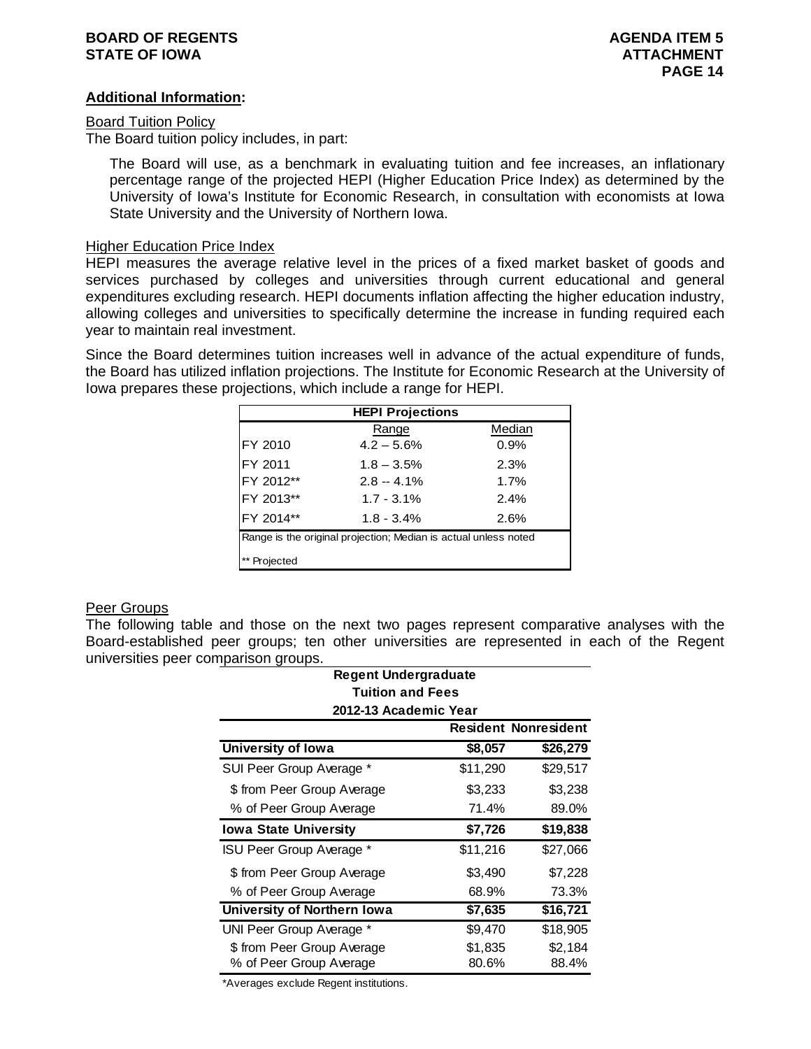**Additional Information:**

Board Tuition Policy

The Board tuition policy includes, in part:

> The Board will use, as a benchmark in evaluating tuition and fee increases, an inflationary percentage range of the projected HEPI (Higher Education Price Index) as determined by the University of Iowa's Institute for Economic Research, in consultation with economists at Iowa State University and the University of Northern Iowa.

Higher Education Price Index

HEPI measures the average relative level in the prices of a fixed market basket of goods and services purchased by colleges and universities through current educational and general expenditures excluding research. HEPI documents inflation affecting the higher education industry, allowing colleges and universities to specifically determine the increase in funding required each year to maintain real investment.

Since the Board determines tuition increases well in advance of the actual expenditure of funds, the Board has utilized inflation projections. The Institute for Economic Research at the University of Iowa prepares these projections, which include a range for HEPI.

| HEPI Projections | | |
|---|---|---|
| | Range | Median |
| FY 2010 | 4.2 – 5.6% | 0.9% |
| FY 2011 | 1.8 – 3.5% | 2.3% |
| FY 2012** | 2.8 -- 4.1% | 1.7% |
| FY 2013** | 1.7 - 3.1% | 2.4% |
| FY 2014** | 1.8 - 3.4% | 2.6% |

Range is the original projection; Median is actual unless noted

** Projected

Peer Groups

The following table and those on the next two pages represent comparative analyses with the Board-established peer groups; ten other universities are represented in each of the Regent universities peer comparison groups.

**Regent Undergraduate Tuition and Fees 2012-13 Academic Year**

| | Resident | Nonresident |
|---|---|---|
| **University of Iowa** | **$8,057** | **$26,279** |
| SUI Peer Group Average * | $11,290 | $29,517 |
| $ from Peer Group Average | $3,233 | $3,238 |
| % of Peer Group Average | 71.4% | 89.0% |
| **Iowa State University** | **$7,726** | **$19,838** |
| ISU Peer Group Average * | $11,216 | $27,066 |
| $ from Peer Group Average | $3,490 | $7,228 |
| % of Peer Group Average | 68.9% | 73.3% |
| **University of Northern Iowa** | **$7,635** | **$16,721** |
| UNI Peer Group Average * | $9,470 | $18,905 |
| $ from Peer Group Average | $1,835 | $2,184 |
| % of Peer Group Average | 80.6% | 88.4% |

*Averages exclude Regent institutions.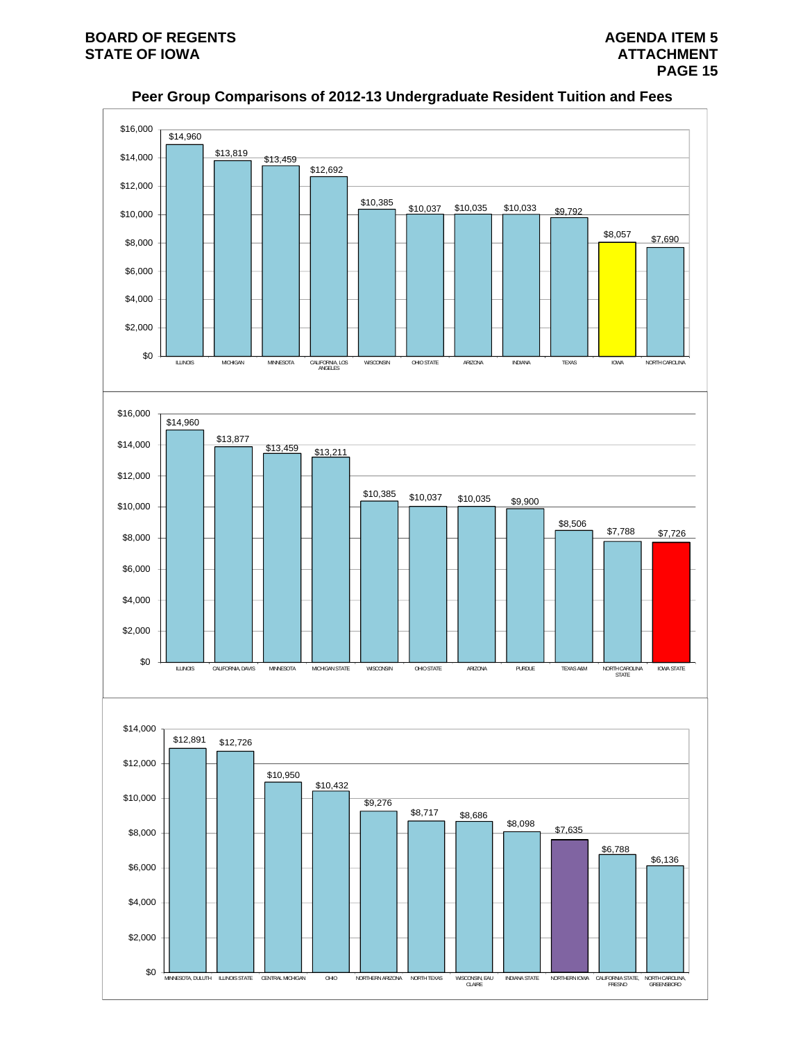## Peer Group Comparisons of 2012-13 Undergraduate Resident Tuition and Fees

| Institution | Tuition and Fees |
|---|---|
| ILLINOIS | $14,960 |
| MICHIGAN | $13,819 |
| MINNESOTA | $13,459 |
| CALIFORNIA, LOS ANGELES | $12,692 |
| WISCONSIN | $10,385 |
| OHIO STATE | $10,037 |
| ARIZONA | $10,035 |
| INDIANA | $10,033 |
| TEXAS | $9,792 |
| IOWA | $8,057 |
| NORTH CAROLINA | $7,690 |

| Institution | Tuition and Fees |
|---|---|
| ILLINOIS | $14,960 |
| CALIFORNIA, DAVIS | $13,877 |
| MINNESOTA | $13,459 |
| MICHIGAN STATE | $13,211 |
| WISCONSIN | $10,385 |
| OHIO STATE | $10,037 |
| ARIZONA | $10,035 |
| PURDUE | $9,900 |
| TEXAS A&M | $8,506 |
| NORTH CAROLINA STATE | $7,788 |
| IOWA STATE | $7,726 |

| Institution | Tuition and Fees |
|---|---|
| MINNESOTA, DULUTH | $12,891 |
| ILLINOIS STATE | $12,726 |
| CENTRAL MICHIGAN | $10,950 |
| OHIO | $10,432 |
| NORTHERN ARIZONA | $9,276 |
| NORTH TEXAS | $8,717 |
| WISCONSIN, EAU CLAIRE | $8,686 |
| INDIANA STATE | $8,098 |
| NORTHERN IOWA | $7,635 |
| CALIFORNIA STATE, FRESNO | $6,788 |
| NORTH CAROLINA, GREENSBORO | $6,136 |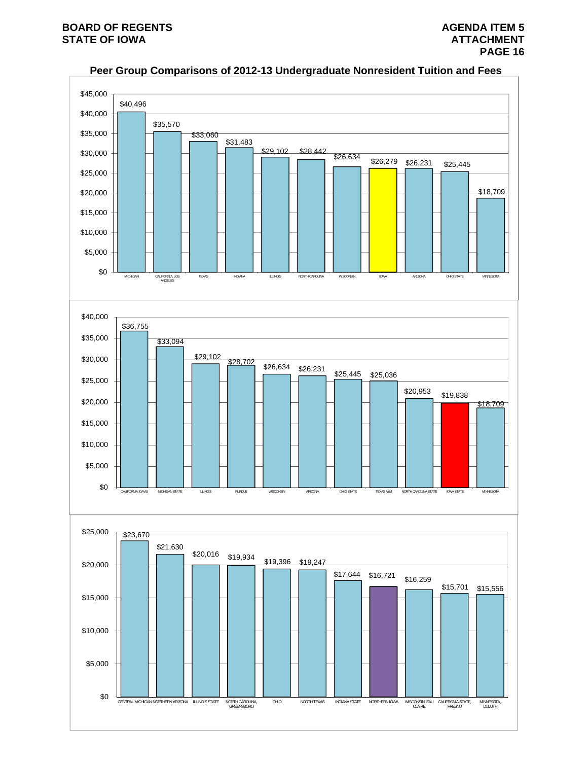## Peer Group Comparisons of 2012-13 Undergraduate Nonresident Tuition and Fees

| Institution | Tuition and Fees |
|---|---|
| MICHIGAN | $40,496 |
| CALIFORNIA, LOS ANGELES | $35,570 |
| TEXAS | $33,060 |
| INDIANA | $31,483 |
| ILLINOIS | $29,102 |
| NORTH CAROLINA | $28,442 |
| WISCONSIN | $26,634 |
| IOWA | $26,279 |
| ARIZONA | $26,231 |
| OHIO STATE | $25,445 |
| MINNESOTA | $18,709 |

| Institution | Tuition and Fees |
|---|---|
| CALIFORNIA, DAVIS | $36,755 |
| MICHIGAN STATE | $33,094 |
| ILLINOIS | $29,102 |
| PURDUE | $28,702 |
| WISCONSIN | $26,634 |
| ARIZONA | $26,231 |
| OHIO STATE | $25,445 |
| TEXAS A&M | $25,036 |
| NORTH CAROLINA STATE | $20,953 |
| IOWA STATE | $19,838 |
| MINNESOTA | $18,709 |

| Institution | Tuition and Fees |
|---|---|
| CENTRAL MICHIGAN | $23,670 |
| NORTHERN ARIZONA | $21,630 |
| ILLINOIS STATE | $20,016 |
| NORTH CAROLINA, GREENSBORO | $19,934 |
| OHIO | $19,396 |
| NORTH TEXAS | $19,247 |
| INDIANA STATE | $17,644 |
| NORTHERN IOWA | $16,721 |
| WISCONSIN, EAU CLAIRE | $16,259 |
| CALIFORNIA STATE, FRESNO | $15,701 |
| MINNESOTA, DULUTH | $15,556 |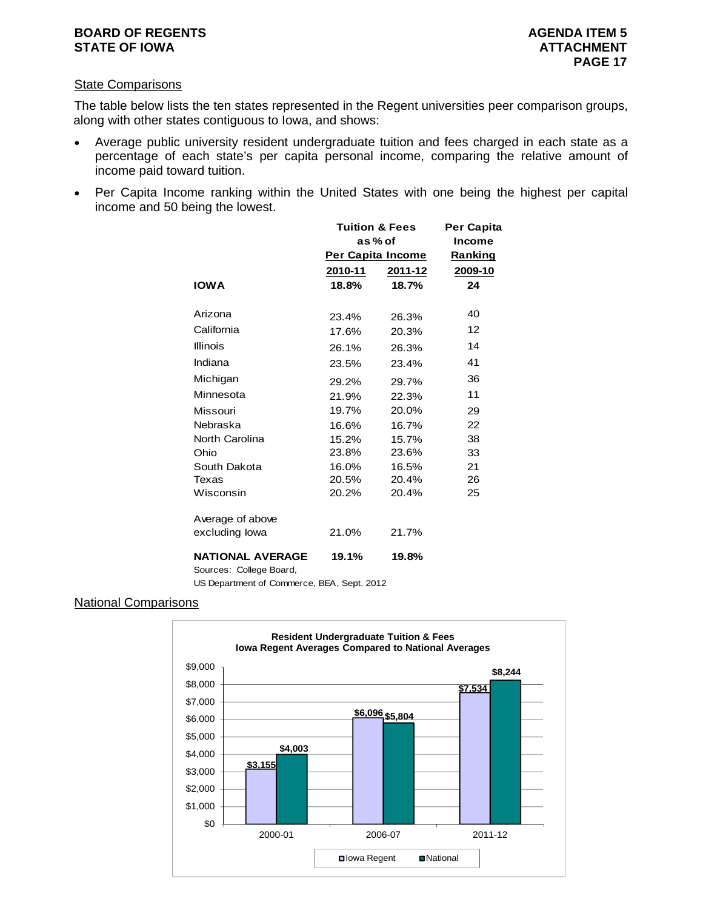## State Comparisons

The table below lists the ten states represented in the Regent universities peer comparison groups, along with other states contiguous to Iowa, and shows:

- Average public university resident undergraduate tuition and fees charged in each state as a percentage of each state's per capita personal income, comparing the relative amount of income paid toward tuition.
- Per Capita Income ranking within the United States with one being the highest per capital income and 50 being the lowest.

| | Tuition & Fees as % of Per Capita Income | | Per Capita Income Ranking |
|---|---|---|---|
| | 2010-11 | 2011-12 | 2009-10 |
| **IOWA** | **18.8%** | **18.7%** | **24** |
| Arizona | 23.4% | 26.3% | 40 |
| California | 17.6% | 20.3% | 12 |
| Illinois | 26.1% | 26.3% | 14 |
| Indiana | 23.5% | 23.4% | 41 |
| Michigan | 29.2% | 29.7% | 36 |
| Minnesota | 21.9% | 22.3% | 11 |
| Missouri | 19.7% | 20.0% | 29 |
| Nebraska | 16.6% | 16.7% | 22 |
| North Carolina | 15.2% | 15.7% | 38 |
| Ohio | 23.8% | 23.6% | 33 |
| South Dakota | 16.0% | 16.5% | 21 |
| Texas | 20.5% | 20.4% | 26 |
| Wisconsin | 20.2% | 20.4% | 25 |
| Average of above excluding Iowa | 21.0% | 21.7% | |
| **NATIONAL AVERAGE** | **19.1%** | **19.8%** | |

Sources: College Board,
US Department of Commerce, BEA, Sept. 2012

## National Comparisons

**Resident Undergraduate Tuition & Fees**
**Iowa Regent Averages Compared to National Averages**

$9,000
$8,000
$7,000
$6,000
$5,000
$4,000
$3,000
$2,000
$1,000
$0

2000-01: $3,155 $4,003
2006-07: $6,096 $5,804
2011-12: $7,534 $8,244

Iowa Regent
National